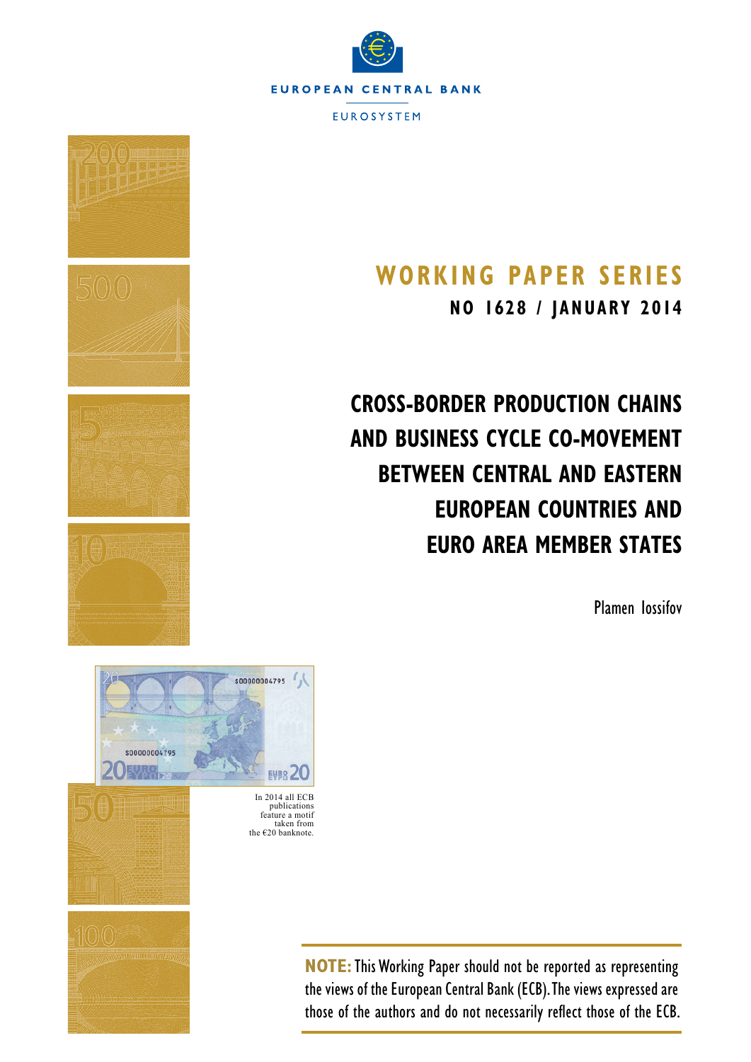EUROPEAN CENTRAL BANK

EUROSYSTEM

# WORKING PAPER SERIES

**NO 1628 / JANUARY 2014**

# CROSS-BORDER PRODUCTION CHAINS AND BUSINESS CYCLE CO-MOVEMENT BETWEEN CENTRAL AND EASTERN EUROPEAN COUNTRIES AND EURO AREA MEMBER STATES

Plamen Iossifov

In 2014 all ECB publications feature a motif taken from the €20 banknote.

**NOTE:** This Working Paper should not be reported as representing the views of the European Central Bank (ECB). The views expressed are those of the authors and do not necessarily reflect those of the ECB.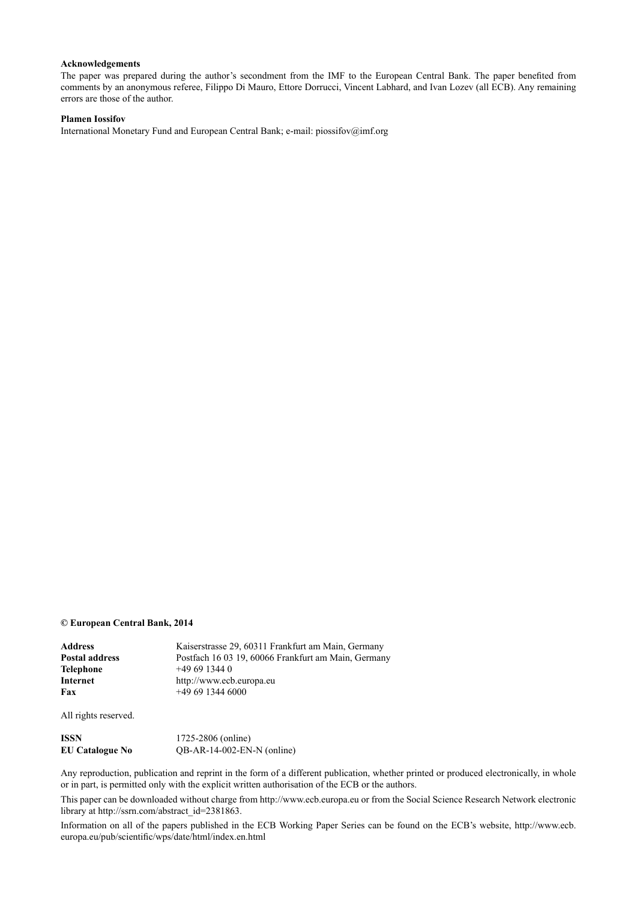**Acknowledgements**

The paper was prepared during the author's secondment from the IMF to the European Central Bank. The paper benefited from comments by an anonymous referee, Filippo Di Mauro, Ettore Dorrucci, Vincent Labhard, and Ivan Lozev (all ECB). Any remaining errors are those of the author.

**Plamen Iossifov**

International Monetary Fund and European Central Bank; e-mail: piossifov@imf.org

**© European Central Bank, 2014**

| | |
|---|---|
| **Address** | Kaiserstrasse 29, 60311 Frankfurt am Main, Germany |
| **Postal address** | Postfach 16 03 19, 60066 Frankfurt am Main, Germany |
| **Telephone** | +49 69 1344 0 |
| **Internet** | http://www.ecb.europa.eu |
| **Fax** | +49 69 1344 6000 |

All rights reserved.

| | |
|---|---|
| **ISSN** | 1725-2806 (online) |
| **EU Catalogue No** | QB-AR-14-002-EN-N (online) |

Any reproduction, publication and reprint in the form of a different publication, whether printed or produced electronically, in whole or in part, is permitted only with the explicit written authorisation of the ECB or the authors.

This paper can be downloaded without charge from http://www.ecb.europa.eu or from the Social Science Research Network electronic library at http://ssrn.com/abstract_id=2381863.

Information on all of the papers published in the ECB Working Paper Series can be found on the ECB's website, http://www.ecb.europa.eu/pub/scientific/wps/date/html/index.en.html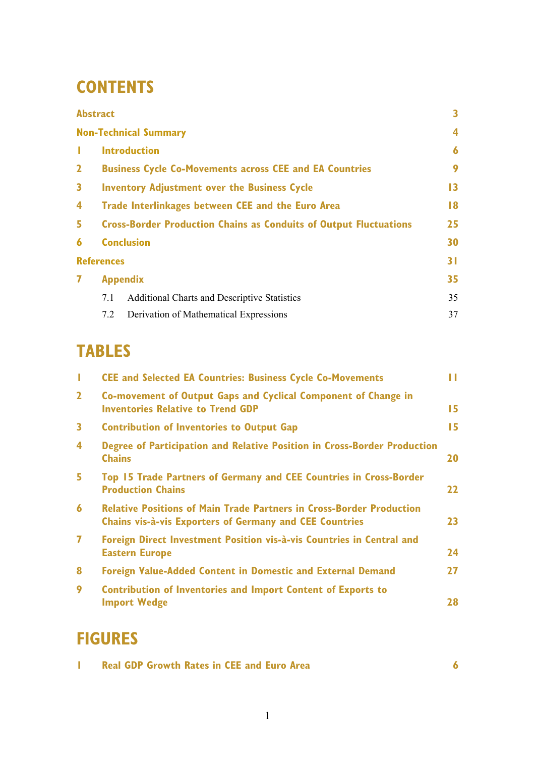# CONTENTS

| | | |
|---|---|---|
| **Abstract** | | **3** |
| **Non-Technical Summary** | | **4** |
| **1** | **Introduction** | **6** |
| **2** | **Business Cycle Co-Movements across CEE and EA Countries** | **9** |
| **3** | **Inventory Adjustment over the Business Cycle** | **13** |
| **4** | **Trade Interlinkages between CEE and the Euro Area** | **18** |
| **5** | **Cross-Border Production Chains as Conduits of Output Fluctuations** | **25** |
| **6** | **Conclusion** | **30** |
| **References** | | **31** |
| **7** | **Appendix** | **35** |
| | 7.1 Additional Charts and Descriptive Statistics | 35 |
| | 7.2 Derivation of Mathematical Expressions | 37 |

# TABLES

| | | |
|---|---|---|
| **1** | **CEE and Selected EA Countries: Business Cycle Co-Movements** | **11** |
| **2** | **Co-movement of Output Gaps and Cyclical Component of Change in Inventories Relative to Trend GDP** | **15** |
| **3** | **Contribution of Inventories to Output Gap** | **15** |
| **4** | **Degree of Participation and Relative Position in Cross-Border Production Chains** | **20** |
| **5** | **Top 15 Trade Partners of Germany and CEE Countries in Cross-Border Production Chains** | **22** |
| **6** | **Relative Positions of Main Trade Partners in Cross-Border Production Chains vis-à-vis Exporters of Germany and CEE Countries** | **23** |
| **7** | **Foreign Direct Investment Position vis-à-vis Countries in Central and Eastern Europe** | **24** |
| **8** | **Foreign Value-Added Content in Domestic and External Demand** | **27** |
| **9** | **Contribution of Inventories and Import Content of Exports to Import Wedge** | **28** |

# FIGURES

| | | |
|---|---|---|
| **1** | **Real GDP Growth Rates in CEE and Euro Area** | **6** |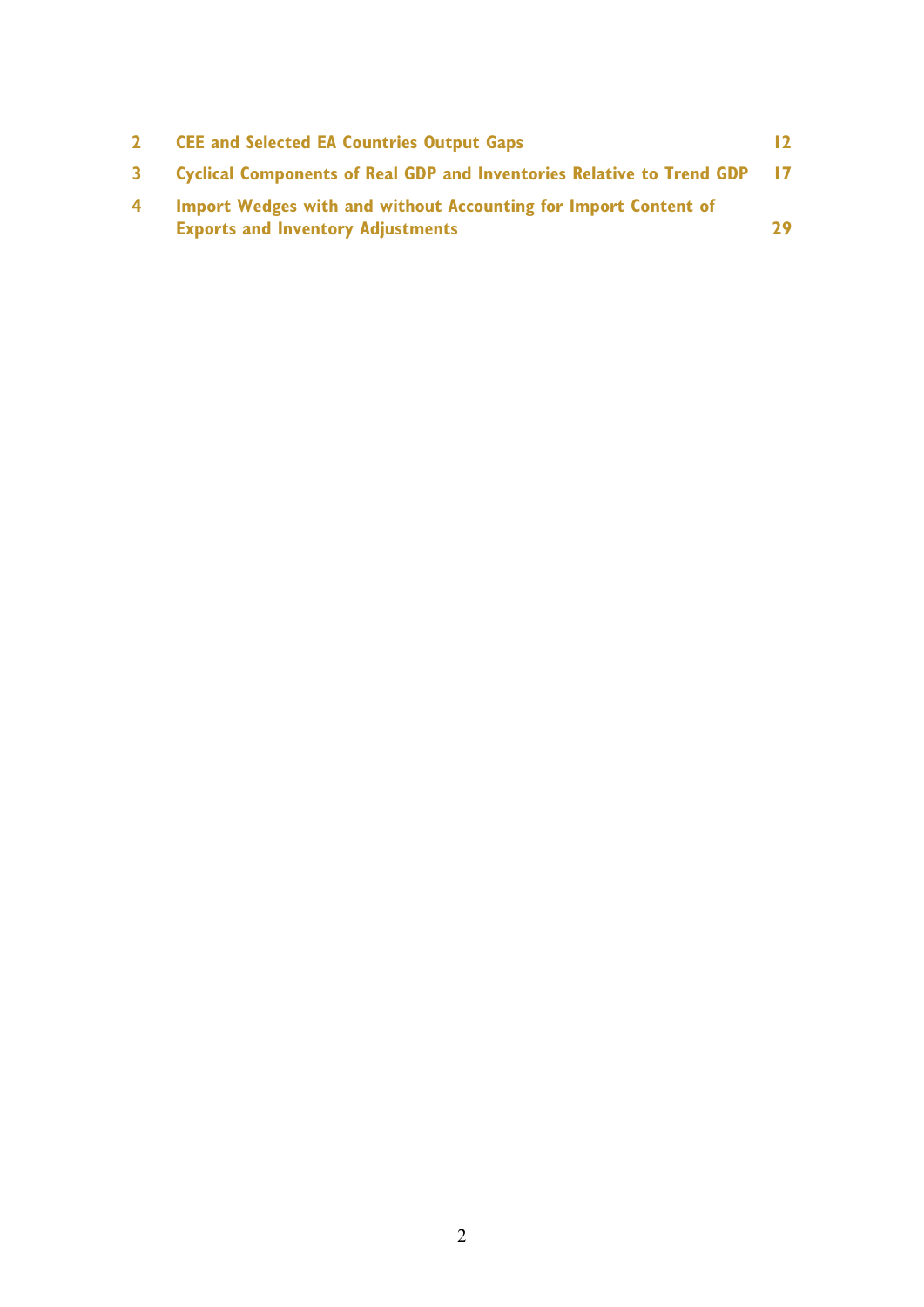| | | |
|---|---|---|
| 2 | **CEE and Selected EA Countries Output Gaps** | **12** |
| 3 | **Cyclical Components of Real GDP and Inventories Relative to Trend GDP** | **17** |
| 4 | **Import Wedges with and without Accounting for Import Content of Exports and Inventory Adjustments** | **29** |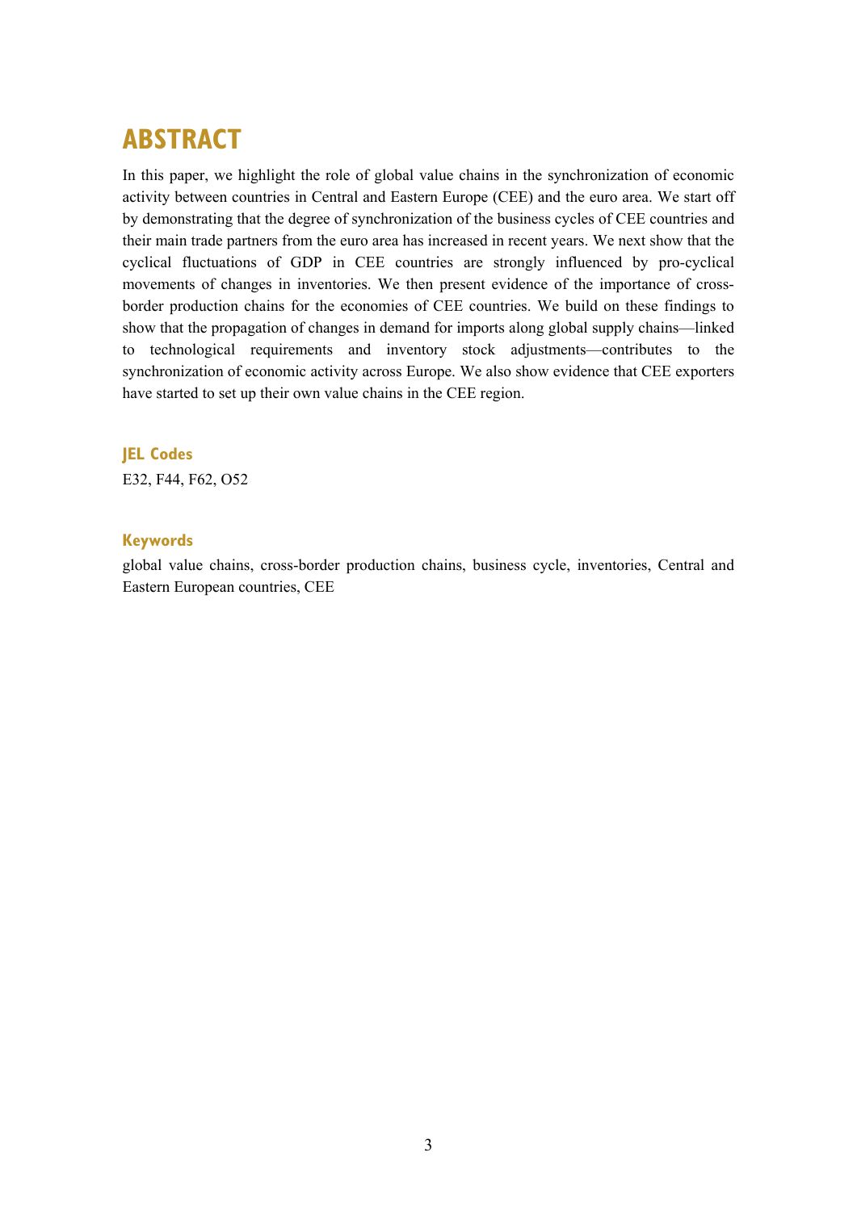# ABSTRACT

In this paper, we highlight the role of global value chains in the synchronization of economic activity between countries in Central and Eastern Europe (CEE) and the euro area. We start off by demonstrating that the degree of synchronization of the business cycles of CEE countries and their main trade partners from the euro area has increased in recent years. We next show that the cyclical fluctuations of GDP in CEE countries are strongly influenced by pro-cyclical movements of changes in inventories. We then present evidence of the importance of cross-border production chains for the economies of CEE countries. We build on these findings to show that the propagation of changes in demand for imports along global supply chains—linked to technological requirements and inventory stock adjustments—contributes to the synchronization of economic activity across Europe. We also show evidence that CEE exporters have started to set up their own value chains in the CEE region.

### JEL Codes

E32, F44, F62, O52

### Keywords

global value chains, cross-border production chains, business cycle, inventories, Central and Eastern European countries, CEE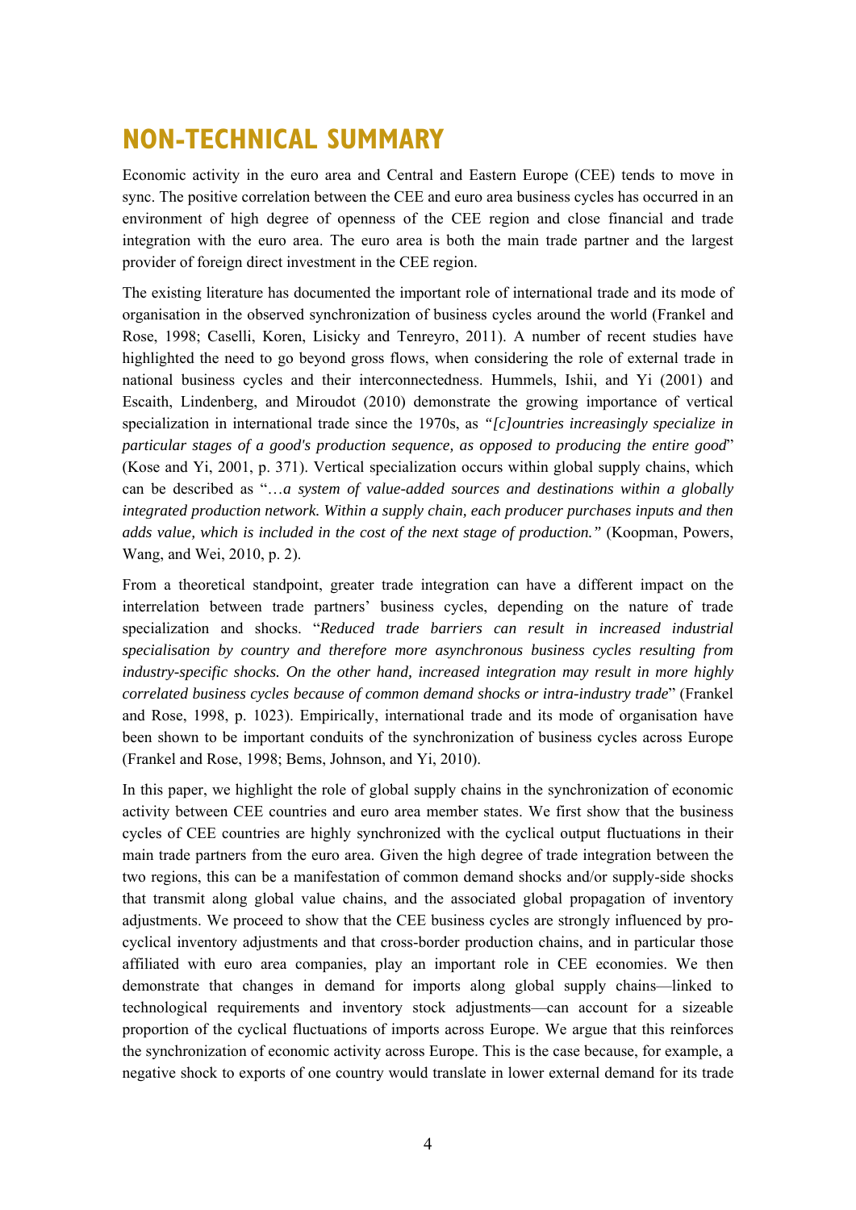# NON-TECHNICAL SUMMARY

Economic activity in the euro area and Central and Eastern Europe (CEE) tends to move in sync. The positive correlation between the CEE and euro area business cycles has occurred in an environment of high degree of openness of the CEE region and close financial and trade integration with the euro area. The euro area is both the main trade partner and the largest provider of foreign direct investment in the CEE region.

The existing literature has documented the important role of international trade and its mode of organisation in the observed synchronization of business cycles around the world (Frankel and Rose, 1998; Caselli, Koren, Lisicky and Tenreyro, 2011). A number of recent studies have highlighted the need to go beyond gross flows, when considering the role of external trade in national business cycles and their interconnectedness. Hummels, Ishii, and Yi (2001) and Escaith, Lindenberg, and Miroudot (2010) demonstrate the growing importance of vertical specialization in international trade since the 1970s, as *"[c]ountries increasingly specialize in particular stages of a good's production sequence, as opposed to producing the entire good*" (Kose and Yi, 2001, p. 371). Vertical specialization occurs within global supply chains, which can be described as "*…a system of value-added sources and destinations within a globally integrated production network. Within a supply chain, each producer purchases inputs and then adds value, which is included in the cost of the next stage of production."* (Koopman, Powers, Wang, and Wei, 2010, p. 2).

From a theoretical standpoint, greater trade integration can have a different impact on the interrelation between trade partners' business cycles, depending on the nature of trade specialization and shocks. "*Reduced trade barriers can result in increased industrial specialisation by country and therefore more asynchronous business cycles resulting from industry-specific shocks. On the other hand, increased integration may result in more highly correlated business cycles because of common demand shocks or intra-industry trade*" (Frankel and Rose, 1998, p. 1023). Empirically, international trade and its mode of organisation have been shown to be important conduits of the synchronization of business cycles across Europe (Frankel and Rose, 1998; Bems, Johnson, and Yi, 2010).

In this paper, we highlight the role of global supply chains in the synchronization of economic activity between CEE countries and euro area member states. We first show that the business cycles of CEE countries are highly synchronized with the cyclical output fluctuations in their main trade partners from the euro area. Given the high degree of trade integration between the two regions, this can be a manifestation of common demand shocks and/or supply-side shocks that transmit along global value chains, and the associated global propagation of inventory adjustments. We proceed to show that the CEE business cycles are strongly influenced by pro-cyclical inventory adjustments and that cross-border production chains, and in particular those affiliated with euro area companies, play an important role in CEE economies. We then demonstrate that changes in demand for imports along global supply chains—linked to technological requirements and inventory stock adjustments—can account for a sizeable proportion of the cyclical fluctuations of imports across Europe. We argue that this reinforces the synchronization of economic activity across Europe. This is the case because, for example, a negative shock to exports of one country would translate in lower external demand for its trade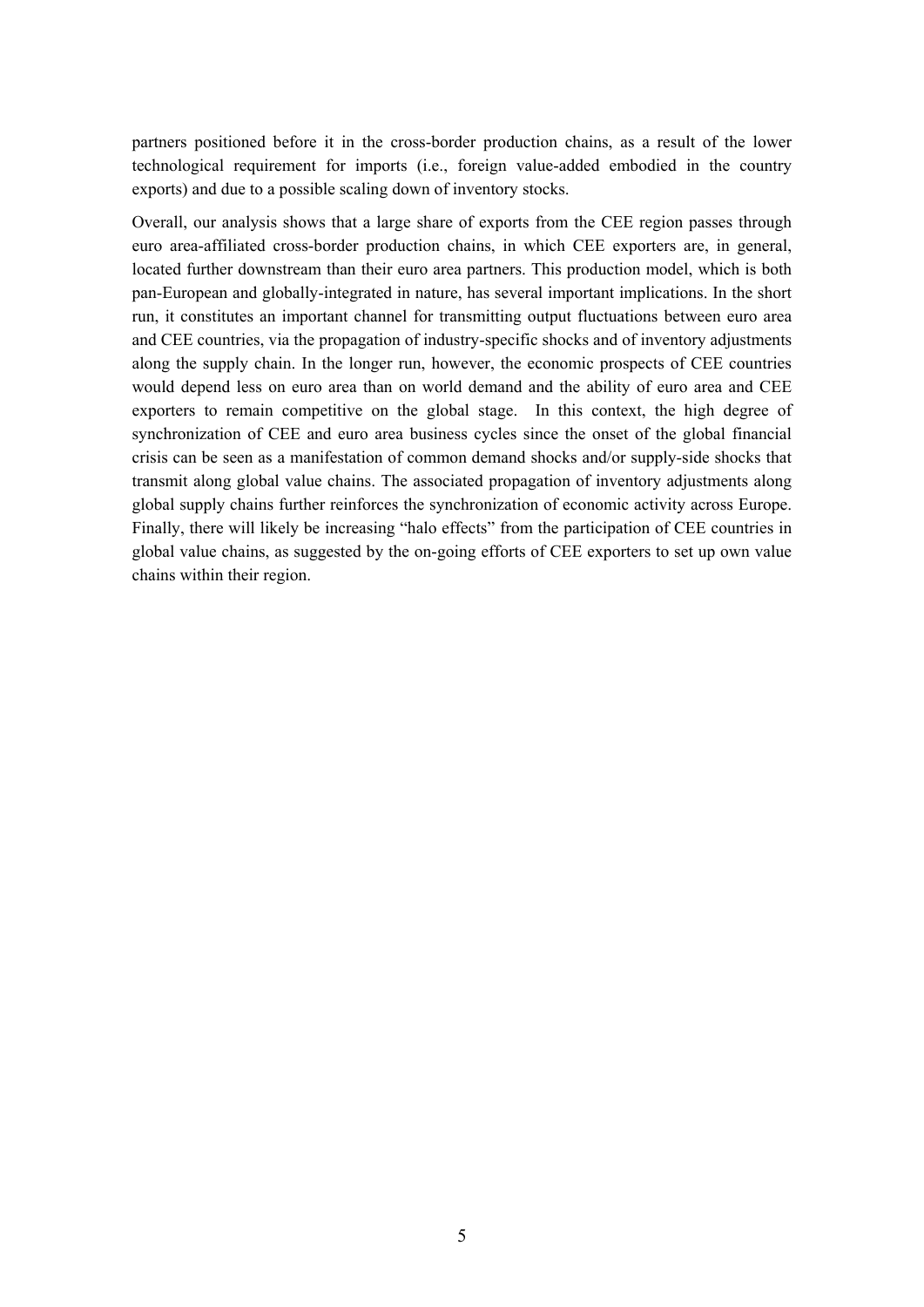partners positioned before it in the cross-border production chains, as a result of the lower technological requirement for imports (i.e., foreign value-added embodied in the country exports) and due to a possible scaling down of inventory stocks.

Overall, our analysis shows that a large share of exports from the CEE region passes through euro area-affiliated cross-border production chains, in which CEE exporters are, in general, located further downstream than their euro area partners. This production model, which is both pan-European and globally-integrated in nature, has several important implications. In the short run, it constitutes an important channel for transmitting output fluctuations between euro area and CEE countries, via the propagation of industry-specific shocks and of inventory adjustments along the supply chain. In the longer run, however, the economic prospects of CEE countries would depend less on euro area than on world demand and the ability of euro area and CEE exporters to remain competitive on the global stage. In this context, the high degree of synchronization of CEE and euro area business cycles since the onset of the global financial crisis can be seen as a manifestation of common demand shocks and/or supply-side shocks that transmit along global value chains. The associated propagation of inventory adjustments along global supply chains further reinforces the synchronization of economic activity across Europe. Finally, there will likely be increasing "halo effects" from the participation of CEE countries in global value chains, as suggested by the on-going efforts of CEE exporters to set up own value chains within their region.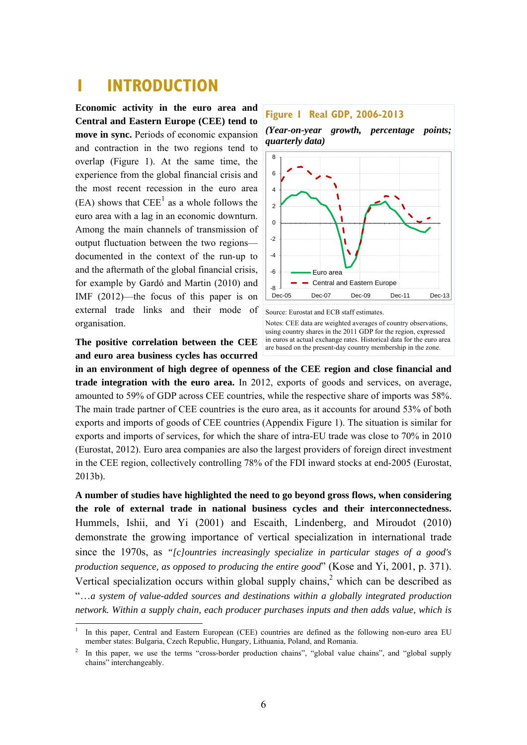# 1 INTRODUCTION

**Economic activity in the euro area and Central and Eastern Europe (CEE) tend to move in sync.** Periods of economic expansion and contraction in the two regions tend to overlap (Figure 1). At the same time, the experience from the global financial crisis and the most recent recession in the euro area (EA) shows that CEE[1] as a whole follows the euro area with a lag in an economic downturn. Among the main channels of transmission of output fluctuation between the two regions—documented in the context of the run-up to and the aftermath of the global financial crisis, for example by Gardó and Martin (2010) and IMF (2012)—the focus of this paper is on external trade links and their mode of organisation.

**Figure 1 Real GDP, 2006-2013**

*(Year-on-year growth, percentage points; quarterly data)*

Source: Eurostat and ECB staff estimates.

Notes: CEE data are weighted averages of country observations, using country shares in the 2011 GDP for the region, expressed in euros at actual exchange rates. Historical data for the euro area are based on the present-day country membership in the zone.

**The positive correlation between the CEE and euro area business cycles has occurred in an environment of high degree of openness of the CEE region and close financial and trade integration with the euro area.** In 2012, exports of goods and services, on average, amounted to 59% of GDP across CEE countries, while the respective share of imports was 58%. The main trade partner of CEE countries is the euro area, as it accounts for around 53% of both exports and imports of goods of CEE countries (Appendix Figure 1). The situation is similar for exports and imports of services, for which the share of intra-EU trade was close to 70% in 2010 (Eurostat, 2012). Euro area companies are also the largest providers of foreign direct investment in the CEE region, collectively controlling 78% of the FDI inward stocks at end-2005 (Eurostat, 2013b).

**A number of studies have highlighted the need to go beyond gross flows, when considering the role of external trade in national business cycles and their interconnectedness.** Hummels, Ishii, and Yi (2001) and Escaith, Lindenberg, and Miroudot (2010) demonstrate the growing importance of vertical specialization in international trade since the 1970s, as "*[c]ountries increasingly specialize in particular stages of a good's production sequence, as opposed to producing the entire good*" (Kose and Yi, 2001, p. 371). Vertical specialization occurs within global supply chains,[2] which can be described as "*…a system of value-added sources and destinations within a globally integrated production network. Within a supply chain, each producer purchases inputs and then adds value, which is*

---

[1] In this paper, Central and Eastern European (CEE) countries are defined as the following non-euro area EU member states: Bulgaria, Czech Republic, Hungary, Lithuania, Poland, and Romania.

[2] In this paper, we use the terms "cross-border production chains", "global value chains", and "global supply chains" interchangeably.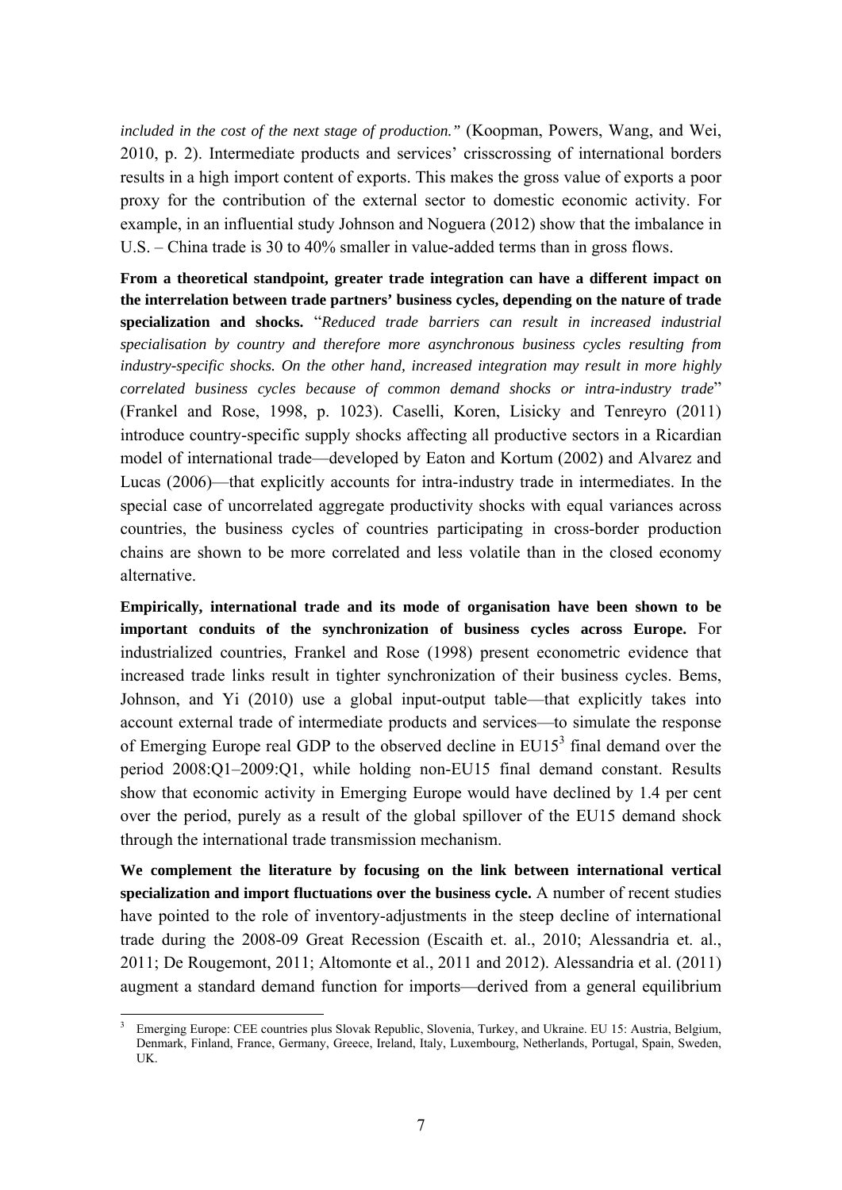*included in the cost of the next stage of production."* (Koopman, Powers, Wang, and Wei, 2010, p. 2). Intermediate products and services' crisscrossing of international borders results in a high import content of exports. This makes the gross value of exports a poor proxy for the contribution of the external sector to domestic economic activity. For example, in an influential study Johnson and Noguera (2012) show that the imbalance in U.S. – China trade is 30 to 40% smaller in value-added terms than in gross flows.

**From a theoretical standpoint, greater trade integration can have a different impact on the interrelation between trade partners' business cycles, depending on the nature of trade specialization and shocks.** "*Reduced trade barriers can result in increased industrial specialisation by country and therefore more asynchronous business cycles resulting from industry-specific shocks. On the other hand, increased integration may result in more highly correlated business cycles because of common demand shocks or intra-industry trade*" (Frankel and Rose, 1998, p. 1023). Caselli, Koren, Lisicky and Tenreyro (2011) introduce country-specific supply shocks affecting all productive sectors in a Ricardian model of international trade—developed by Eaton and Kortum (2002) and Alvarez and Lucas (2006)—that explicitly accounts for intra-industry trade in intermediates. In the special case of uncorrelated aggregate productivity shocks with equal variances across countries, the business cycles of countries participating in cross-border production chains are shown to be more correlated and less volatile than in the closed economy alternative.

**Empirically, international trade and its mode of organisation have been shown to be important conduits of the synchronization of business cycles across Europe.** For industrialized countries, Frankel and Rose (1998) present econometric evidence that increased trade links result in tighter synchronization of their business cycles. Bems, Johnson, and Yi (2010) use a global input-output table—that explicitly takes into account external trade of intermediate products and services—to simulate the response of Emerging Europe real GDP to the observed decline in EU15[3] final demand over the period 2008:Q1–2009:Q1, while holding non-EU15 final demand constant. Results show that economic activity in Emerging Europe would have declined by 1.4 per cent over the period, purely as a result of the global spillover of the EU15 demand shock through the international trade transmission mechanism.

**We complement the literature by focusing on the link between international vertical specialization and import fluctuations over the business cycle.** A number of recent studies have pointed to the role of inventory-adjustments in the steep decline of international trade during the 2008-09 Great Recession (Escaith et. al., 2010; Alessandria et. al., 2011; De Rougemont, 2011; Altomonte et al., 2011 and 2012). Alessandria et al. (2011) augment a standard demand function for imports—derived from a general equilibrium

[3] Emerging Europe: CEE countries plus Slovak Republic, Slovenia, Turkey, and Ukraine. EU 15: Austria, Belgium, Denmark, Finland, France, Germany, Greece, Ireland, Italy, Luxembourg, Netherlands, Portugal, Spain, Sweden, UK.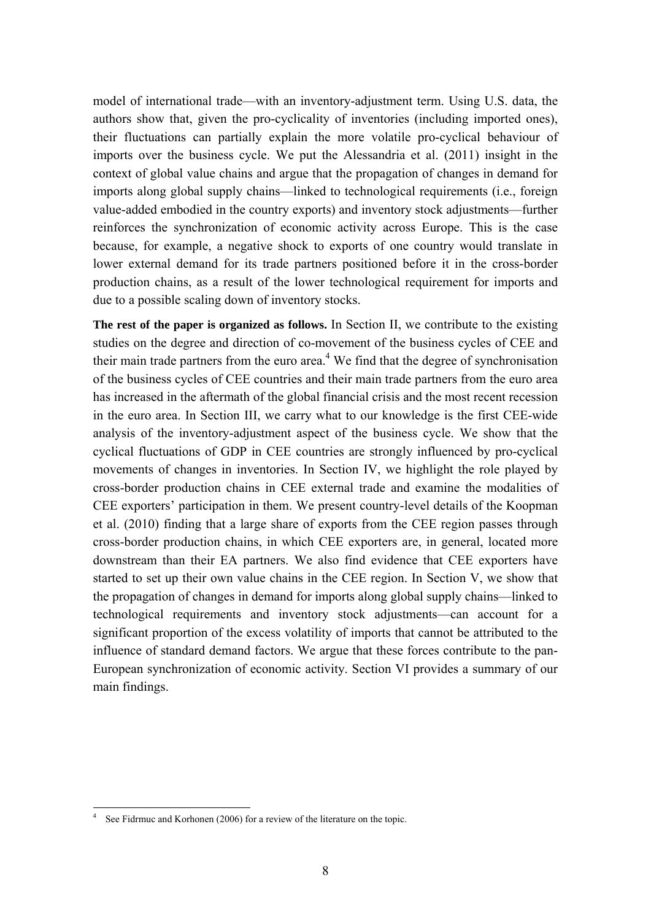model of international trade—with an inventory-adjustment term. Using U.S. data, the authors show that, given the pro-cyclicality of inventories (including imported ones), their fluctuations can partially explain the more volatile pro-cyclical behaviour of imports over the business cycle. We put the Alessandria et al. (2011) insight in the context of global value chains and argue that the propagation of changes in demand for imports along global supply chains—linked to technological requirements (i.e., foreign value-added embodied in the country exports) and inventory stock adjustments—further reinforces the synchronization of economic activity across Europe. This is the case because, for example, a negative shock to exports of one country would translate in lower external demand for its trade partners positioned before it in the cross-border production chains, as a result of the lower technological requirement for imports and due to a possible scaling down of inventory stocks.

**The rest of the paper is organized as follows.** In Section II, we contribute to the existing studies on the degree and direction of co-movement of the business cycles of CEE and their main trade partners from the euro area.[4] We find that the degree of synchronisation of the business cycles of CEE countries and their main trade partners from the euro area has increased in the aftermath of the global financial crisis and the most recent recession in the euro area. In Section III, we carry what to our knowledge is the first CEE-wide analysis of the inventory-adjustment aspect of the business cycle. We show that the cyclical fluctuations of GDP in CEE countries are strongly influenced by pro-cyclical movements of changes in inventories. In Section IV, we highlight the role played by cross-border production chains in CEE external trade and examine the modalities of CEE exporters' participation in them. We present country-level details of the Koopman et al. (2010) finding that a large share of exports from the CEE region passes through cross-border production chains, in which CEE exporters are, in general, located more downstream than their EA partners. We also find evidence that CEE exporters have started to set up their own value chains in the CEE region. In Section V, we show that the propagation of changes in demand for imports along global supply chains—linked to technological requirements and inventory stock adjustments—can account for a significant proportion of the excess volatility of imports that cannot be attributed to the influence of standard demand factors. We argue that these forces contribute to the pan-European synchronization of economic activity. Section VI provides a summary of our main findings.

---

[4] See Fidrmuc and Korhonen (2006) for a review of the literature on the topic.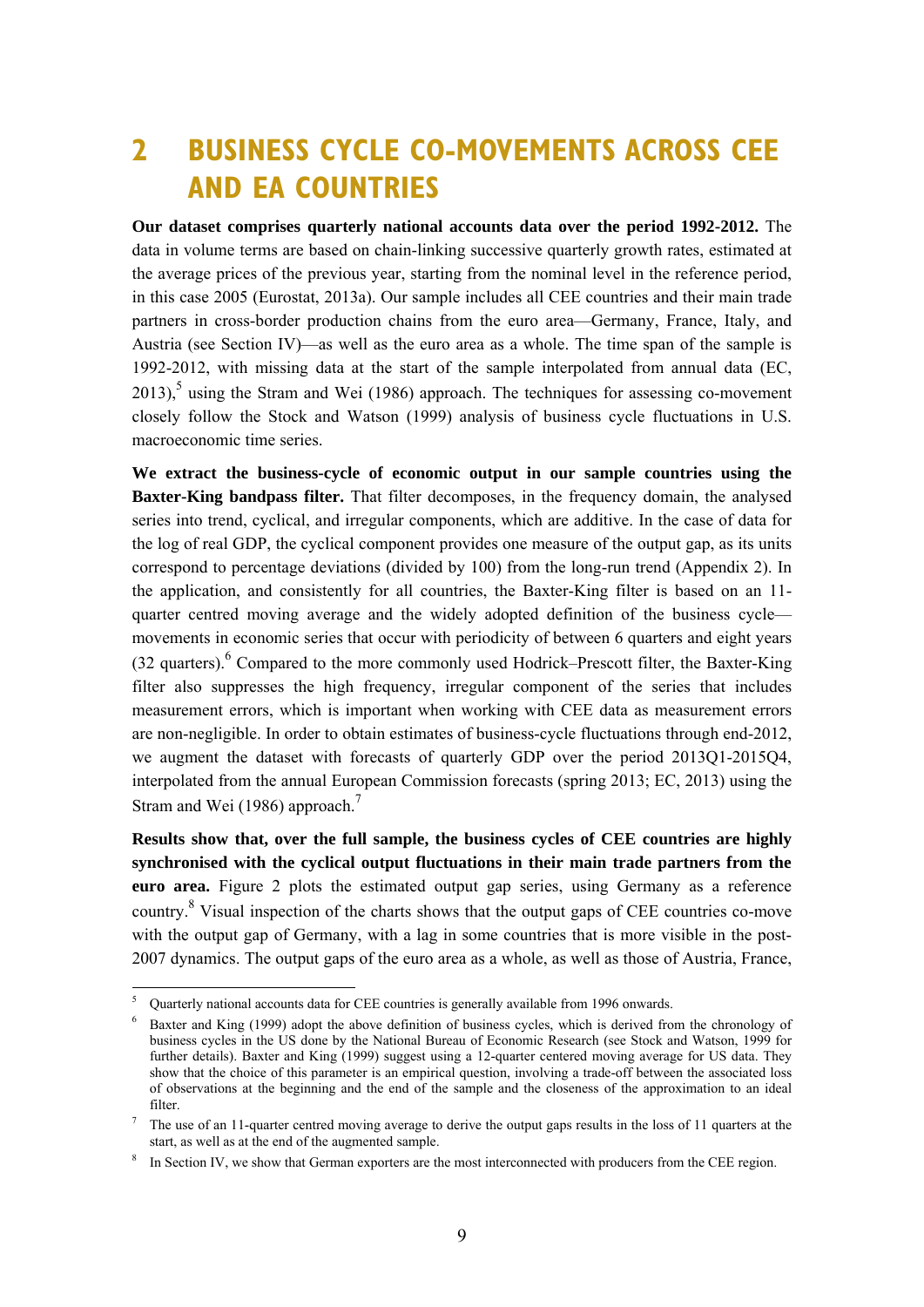# 2 BUSINESS CYCLE CO-MOVEMENTS ACROSS CEE AND EA COUNTRIES

**Our dataset comprises quarterly national accounts data over the period 1992-2012.** The data in volume terms are based on chain-linking successive quarterly growth rates, estimated at the average prices of the previous year, starting from the nominal level in the reference period, in this case 2005 (Eurostat, 2013a). Our sample includes all CEE countries and their main trade partners in cross-border production chains from the euro area—Germany, France, Italy, and Austria (see Section IV)—as well as the euro area as a whole. The time span of the sample is 1992-2012, with missing data at the start of the sample interpolated from annual data (EC, 2013),[5] using the Stram and Wei (1986) approach. The techniques for assessing co-movement closely follow the Stock and Watson (1999) analysis of business cycle fluctuations in U.S. macroeconomic time series.

**We extract the business-cycle of economic output in our sample countries using the Baxter-King bandpass filter.** That filter decomposes, in the frequency domain, the analysed series into trend, cyclical, and irregular components, which are additive. In the case of data for the log of real GDP, the cyclical component provides one measure of the output gap, as its units correspond to percentage deviations (divided by 100) from the long-run trend (Appendix 2). In the application, and consistently for all countries, the Baxter-King filter is based on an 11-quarter centred moving average and the widely adopted definition of the business cycle—movements in economic series that occur with periodicity of between 6 quarters and eight years (32 quarters).[6] Compared to the more commonly used Hodrick–Prescott filter, the Baxter-King filter also suppresses the high frequency, irregular component of the series that includes measurement errors, which is important when working with CEE data as measurement errors are non-negligible. In order to obtain estimates of business-cycle fluctuations through end-2012, we augment the dataset with forecasts of quarterly GDP over the period 2013Q1-2015Q4, interpolated from the annual European Commission forecasts (spring 2013; EC, 2013) using the Stram and Wei (1986) approach.[7]

**Results show that, over the full sample, the business cycles of CEE countries are highly synchronised with the cyclical output fluctuations in their main trade partners from the euro area.** Figure 2 plots the estimated output gap series, using Germany as a reference country.[8] Visual inspection of the charts shows that the output gaps of CEE countries co-move with the output gap of Germany, with a lag in some countries that is more visible in the post-2007 dynamics. The output gaps of the euro area as a whole, as well as those of Austria, France,

---

[5] Quarterly national accounts data for CEE countries is generally available from 1996 onwards.

[6] Baxter and King (1999) adopt the above definition of business cycles, which is derived from the chronology of business cycles in the US done by the National Bureau of Economic Research (see Stock and Watson, 1999 for further details). Baxter and King (1999) suggest using a 12-quarter centered moving average for US data. They show that the choice of this parameter is an empirical question, involving a trade-off between the associated loss of observations at the beginning and the end of the sample and the closeness of the approximation to an ideal filter.

[7] The use of an 11-quarter centred moving average to derive the output gaps results in the loss of 11 quarters at the start, as well as at the end of the augmented sample.

[8] In Section IV, we show that German exporters are the most interconnected with producers from the CEE region.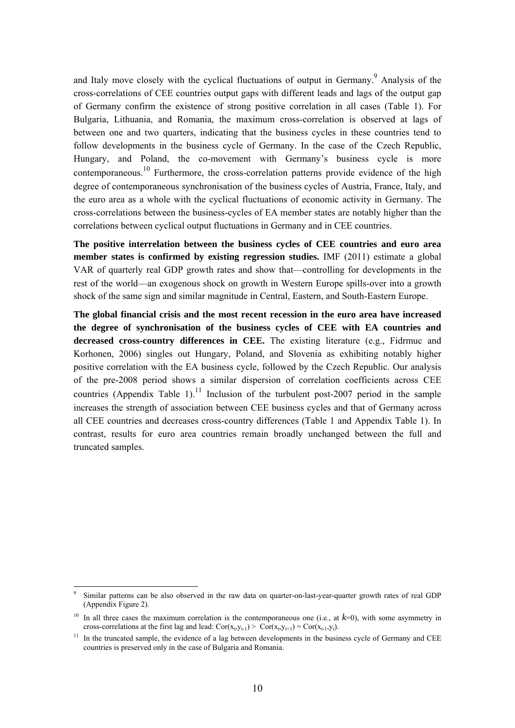and Italy move closely with the cyclical fluctuations of output in Germany.[9] Analysis of the cross-correlations of CEE countries output gaps with different leads and lags of the output gap of Germany confirm the existence of strong positive correlation in all cases (Table 1). For Bulgaria, Lithuania, and Romania, the maximum cross-correlation is observed at lags of between one and two quarters, indicating that the business cycles in these countries tend to follow developments in the business cycle of Germany. In the case of the Czech Republic, Hungary, and Poland, the co-movement with Germany's business cycle is more contemporaneous.[10] Furthermore, the cross-correlation patterns provide evidence of the high degree of contemporaneous synchronisation of the business cycles of Austria, France, Italy, and the euro area as a whole with the cyclical fluctuations of economic activity in Germany. The cross-correlations between the business-cycles of EA member states are notably higher than the correlations between cyclical output fluctuations in Germany and in CEE countries.

**The positive interrelation between the business cycles of CEE countries and euro area member states is confirmed by existing regression studies.** IMF (2011) estimate a global VAR of quarterly real GDP growth rates and show that—controlling for developments in the rest of the world—an exogenous shock on growth in Western Europe spills-over into a growth shock of the same sign and similar magnitude in Central, Eastern, and South-Eastern Europe.

**The global financial crisis and the most recent recession in the euro area have increased the degree of synchronisation of the business cycles of CEE with EA countries and decreased cross-country differences in CEE.** The existing literature (e.g., Fidrmuc and Korhonen, 2006) singles out Hungary, Poland, and Slovenia as exhibiting notably higher positive correlation with the EA business cycle, followed by the Czech Republic. Our analysis of the pre-2008 period shows a similar dispersion of correlation coefficients across CEE countries (Appendix Table 1).[11] Inclusion of the turbulent post-2007 period in the sample increases the strength of association between CEE business cycles and that of Germany across all CEE countries and decreases cross-country differences (Table 1 and Appendix Table 1). In contrast, results for euro area countries remain broadly unchanged between the full and truncated samples.

---

[9] Similar patterns can be also observed in the raw data on quarter-on-last-year-quarter growth rates of real GDP (Appendix Figure 2).

[10] In all three cases the maximum correlation is the contemporaneous one (i.e., at $k$=0), with some asymmetry in cross-correlations at the first lag and lead: $\mathrm{Cor}(x_t,y_{t-1}) > \mathrm{Cor}(x_t,y_{t+1}) = \mathrm{Cor}(x_{t-1},y_t)$.

[11] In the truncated sample, the evidence of a lag between developments in the business cycle of Germany and CEE countries is preserved only in the case of Bulgaria and Romania.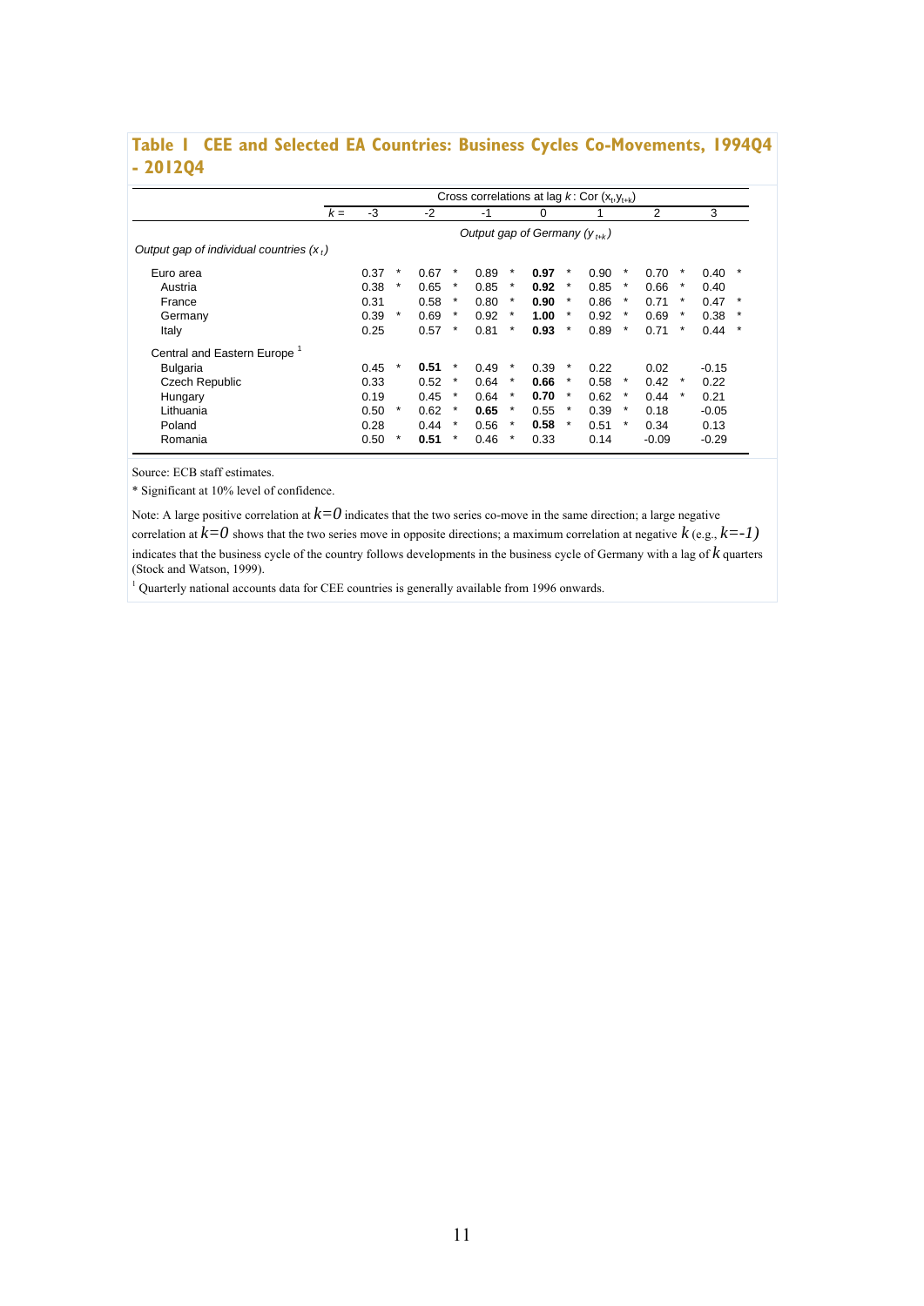## Table 1 CEE and Selected EA Countries: Business Cycles Co-Movements, 1994Q4 - 2012Q4

| | Cross correlations at lag $k$: Cor $(x_t, y_{t+k})$ | | | | | | |
|---|---|---|---|---|---|---|---|
| $k$ = | -3 | -2 | -1 | 0 | 1 | 2 | 3 |
| | Output gap of Germany $(y_{t+k})$ | | | | | | |
| *Output gap of individual countries* $(x_t)$ | | | | | | | |
| Euro area | 0.37 * | 0.67 * | 0.89 * | **0.97** * | 0.90 * | 0.70 * | 0.40 * |
| Austria | 0.38 * | 0.65 * | 0.85 * | **0.92** * | 0.85 * | 0.66 * | 0.40 |
| France | 0.31 | 0.58 * | 0.80 * | **0.90** * | 0.86 * | 0.71 * | 0.47 * |
| Germany | 0.39 * | 0.69 * | 0.92 * | **1.00** * | 0.92 * | 0.69 * | 0.38 * |
| Italy | 0.25 | 0.57 * | 0.81 * | **0.93** * | 0.89 * | 0.71 * | 0.44 * |
| Central and Eastern Europe [1] | | | | | | | |
| Bulgaria | 0.45 * | **0.51** * | 0.49 * | 0.39 * | 0.22 | 0.02 | -0.15 |
| Czech Republic | 0.33 | 0.52 * | 0.64 * | **0.66** * | 0.58 * | 0.42 * | 0.22 |
| Hungary | 0.19 | 0.45 * | 0.64 * | **0.70** * | 0.62 * | 0.44 * | 0.21 |
| Lithuania | 0.50 * | 0.62 * | **0.65** * | 0.55 * | 0.39 * | 0.18 | -0.05 |
| Poland | 0.28 | 0.44 * | 0.56 * | **0.58** * | 0.51 * | 0.34 | 0.13 |
| Romania | 0.50 * | **0.51** * | 0.46 * | 0.33 | 0.14 | -0.09 | -0.29 |

Source: ECB staff estimates.

* Significant at 10% level of confidence.

Note: A large positive correlation at $k=0$ indicates that the two series co-move in the same direction; a large negative correlation at $k=0$ shows that the two series move in opposite directions; a maximum correlation at negative $k$ (e.g., $k=-1$) indicates that the business cycle of the country follows developments in the business cycle of Germany with a lag of $k$ quarters (Stock and Watson, 1999).

[1] Quarterly national accounts data for CEE countries is generally available from 1996 onwards.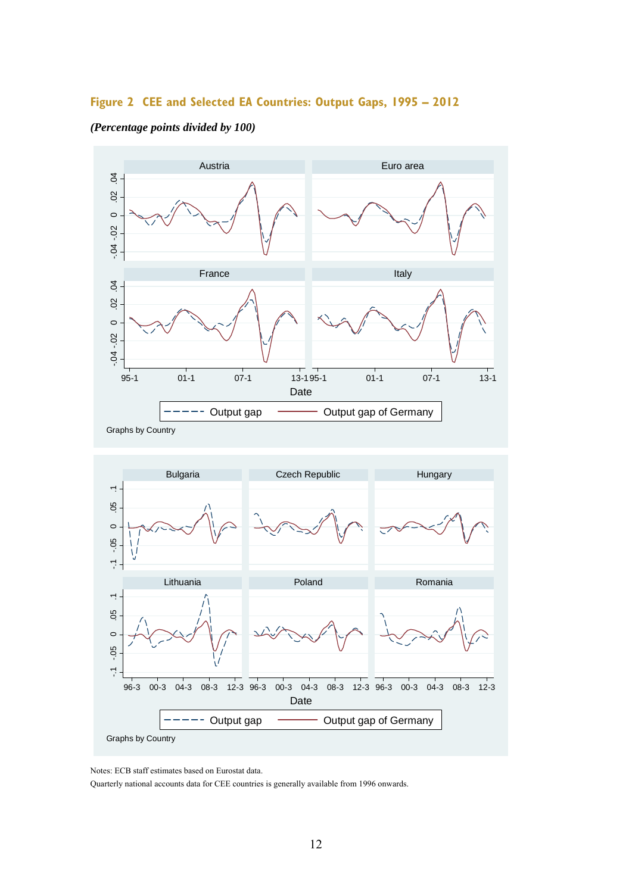**Figure 2 CEE and Selected EA Countries: Output Gaps, 1995 – 2012**

*(Percentage points divided by 100)*

Notes: ECB staff estimates based on Eurostat data.
Quarterly national accounts data for CEE countries is generally available from 1996 onwards.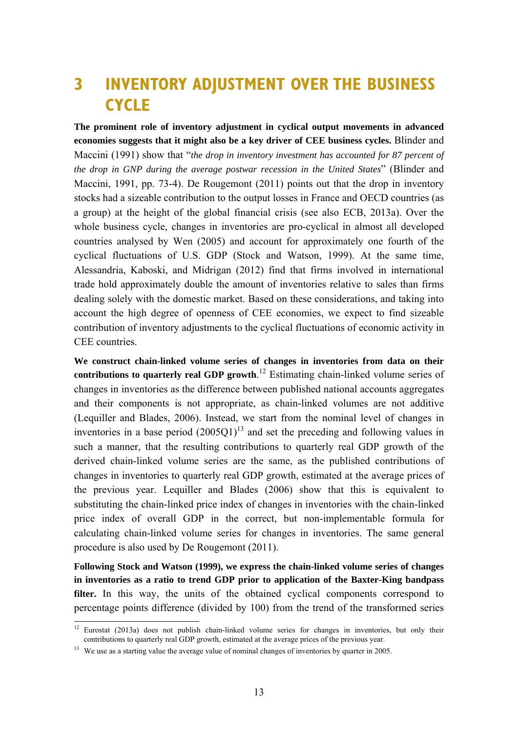# 3 INVENTORY ADJUSTMENT OVER THE BUSINESS CYCLE

**The prominent role of inventory adjustment in cyclical output movements in advanced economies suggests that it might also be a key driver of CEE business cycles.** Blinder and Maccini (1991) show that "*the drop in inventory investment has accounted for 87 percent of the drop in GNP during the average postwar recession in the United States*" (Blinder and Maccini, 1991, pp. 73-4). De Rougemont (2011) points out that the drop in inventory stocks had a sizeable contribution to the output losses in France and OECD countries (as a group) at the height of the global financial crisis (see also ECB, 2013a). Over the whole business cycle, changes in inventories are pro-cyclical in almost all developed countries analysed by Wen (2005) and account for approximately one fourth of the cyclical fluctuations of U.S. GDP (Stock and Watson, 1999). At the same time, Alessandria, Kaboski, and Midrigan (2012) find that firms involved in international trade hold approximately double the amount of inventories relative to sales than firms dealing solely with the domestic market. Based on these considerations, and taking into account the high degree of openness of CEE economies, we expect to find sizeable contribution of inventory adjustments to the cyclical fluctuations of economic activity in CEE countries.

**We construct chain-linked volume series of changes in inventories from data on their contributions to quarterly real GDP growth**.[12] Estimating chain-linked volume series of changes in inventories as the difference between published national accounts aggregates and their components is not appropriate, as chain-linked volumes are not additive (Lequiller and Blades, 2006). Instead, we start from the nominal level of changes in inventories in a base period (2005Q1)[13] and set the preceding and following values in such a manner, that the resulting contributions to quarterly real GDP growth of the derived chain-linked volume series are the same, as the published contributions of changes in inventories to quarterly real GDP growth, estimated at the average prices of the previous year. Lequiller and Blades (2006) show that this is equivalent to substituting the chain-linked price index of changes in inventories with the chain-linked price index of overall GDP in the correct, but non-implementable formula for calculating chain-linked volume series for changes in inventories. The same general procedure is also used by De Rougemont (2011).

**Following Stock and Watson (1999), we express the chain-linked volume series of changes in inventories as a ratio to trend GDP prior to application of the Baxter-King bandpass filter.** In this way, the units of the obtained cyclical components correspond to percentage points difference (divided by 100) from the trend of the transformed series

---

[12] Eurostat (2013a) does not publish chain-linked volume series for changes in inventories, but only their contributions to quarterly real GDP growth, estimated at the average prices of the previous year.

[13] We use as a starting value the average value of nominal changes of inventories by quarter in 2005.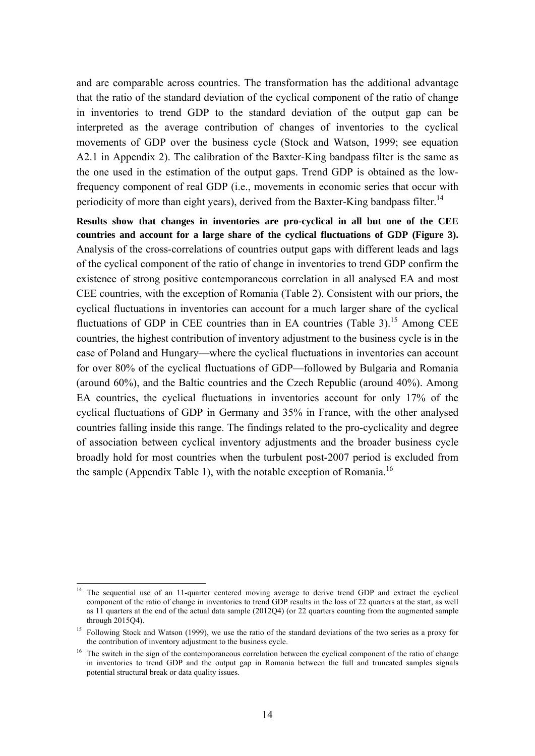and are comparable across countries. The transformation has the additional advantage that the ratio of the standard deviation of the cyclical component of the ratio of change in inventories to trend GDP to the standard deviation of the output gap can be interpreted as the average contribution of changes of inventories to the cyclical movements of GDP over the business cycle (Stock and Watson, 1999; see equation A2.1 in Appendix 2). The calibration of the Baxter-King bandpass filter is the same as the one used in the estimation of the output gaps. Trend GDP is obtained as the low-frequency component of real GDP (i.e., movements in economic series that occur with periodicity of more than eight years), derived from the Baxter-King bandpass filter.[14]

**Results show that changes in inventories are pro-cyclical in all but one of the CEE countries and account for a large share of the cyclical fluctuations of GDP (Figure 3).** Analysis of the cross-correlations of countries output gaps with different leads and lags of the cyclical component of the ratio of change in inventories to trend GDP confirm the existence of strong positive contemporaneous correlation in all analysed EA and most CEE countries, with the exception of Romania (Table 2). Consistent with our priors, the cyclical fluctuations in inventories can account for a much larger share of the cyclical fluctuations of GDP in CEE countries than in EA countries (Table 3).[15] Among CEE countries, the highest contribution of inventory adjustment to the business cycle is in the case of Poland and Hungary—where the cyclical fluctuations in inventories can account for over 80% of the cyclical fluctuations of GDP—followed by Bulgaria and Romania (around 60%), and the Baltic countries and the Czech Republic (around 40%). Among EA countries, the cyclical fluctuations in inventories account for only 17% of the cyclical fluctuations of GDP in Germany and 35% in France, with the other analysed countries falling inside this range. The findings related to the pro-cyclicality and degree of association between cyclical inventory adjustments and the broader business cycle broadly hold for most countries when the turbulent post-2007 period is excluded from the sample (Appendix Table 1), with the notable exception of Romania.[16]

---

[14] The sequential use of an 11-quarter centered moving average to derive trend GDP and extract the cyclical component of the ratio of change in inventories to trend GDP results in the loss of 22 quarters at the start, as well as 11 quarters at the end of the actual data sample (2012Q4) (or 22 quarters counting from the augmented sample through 2015Q4).

[15] Following Stock and Watson (1999), we use the ratio of the standard deviations of the two series as a proxy for the contribution of inventory adjustment to the business cycle.

[16] The switch in the sign of the contemporaneous correlation between the cyclical component of the ratio of change in inventories to trend GDP and the output gap in Romania between the full and truncated samples signals potential structural break or data quality issues.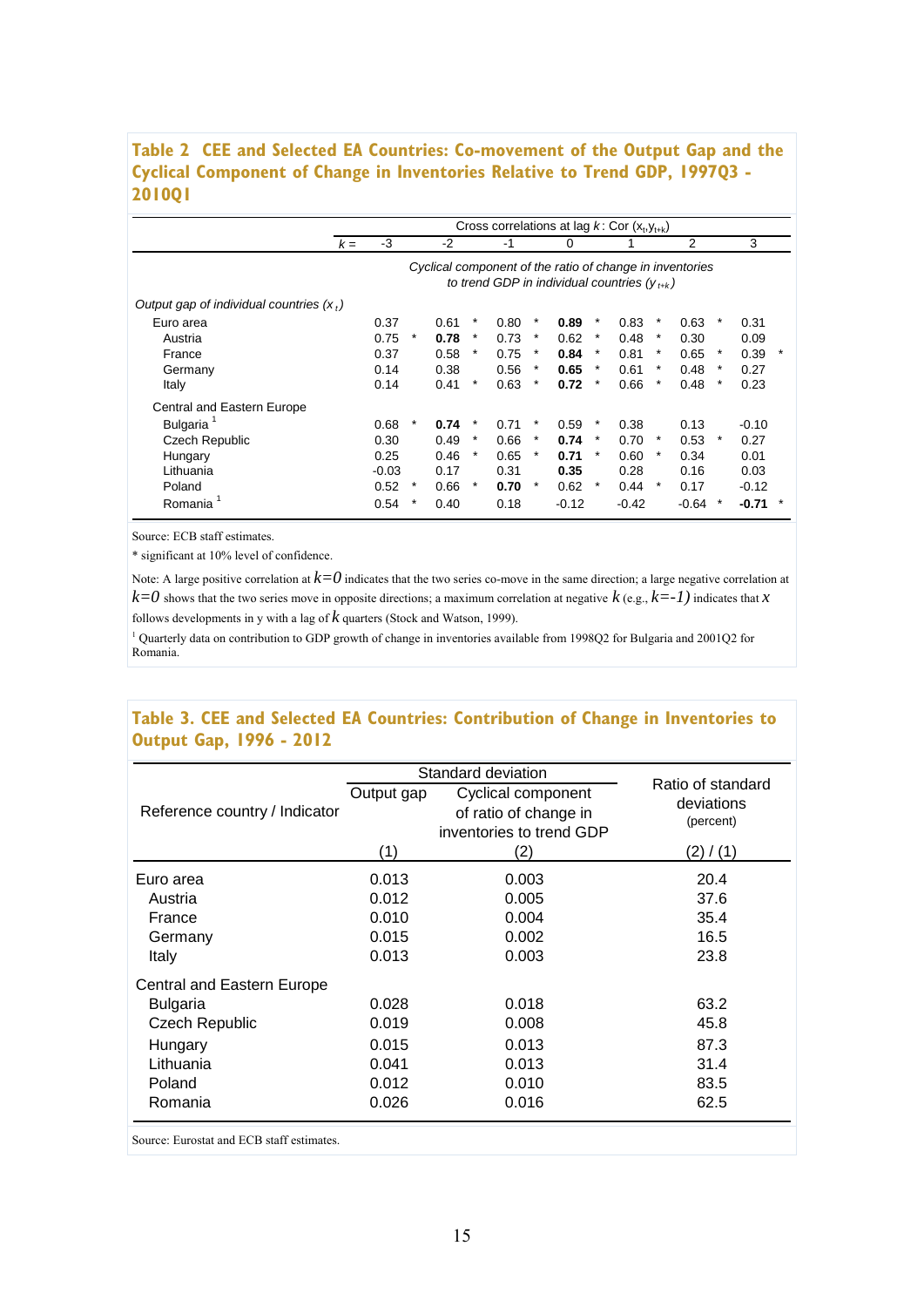**Table 2 CEE and Selected EA Countries: Co-movement of the Output Gap and the Cyclical Component of Change in Inventories Relative to Trend GDP, 1997Q3 - 2010Q1**

| | Cross correlations at lag $k$: Cor $(x_t, y_{t+k})$ | | | | | | |
|---|---|---|---|---|---|---|---|
| $k$ = | -3 | -2 | -1 | 0 | 1 | 2 | 3 |
| | *Cyclical component of the ratio of change in inventories to trend GDP in individual countries* ($y_{t+k}$) | | | | | | |
| *Output gap of individual countries* ($x_t$) | | | | | | | |
| Euro area | 0.37 | 0.61 * | 0.80 * | **0.89** * | 0.83 * | 0.63 * | 0.31 |
| Austria | 0.75 * | **0.78** * | 0.73 * | 0.62 * | 0.48 * | 0.30 | 0.09 |
| France | 0.37 | 0.58 * | 0.75 * | **0.84** * | 0.81 * | 0.65 * | 0.39 * |
| Germany | 0.14 | 0.38 | 0.56 * | **0.65** * | 0.61 * | 0.48 * | 0.27 |
| Italy | 0.14 | 0.41 * | 0.63 * | **0.72** * | 0.66 * | 0.48 * | 0.23 |
| Central and Eastern Europe | | | | | | | |
| Bulgaria [1] | 0.68 * | **0.74** * | 0.71 * | 0.59 * | 0.38 | 0.13 | -0.10 |
| Czech Republic | 0.30 | 0.49 * | 0.66 * | **0.74** * | 0.70 * | 0.53 * | 0.27 |
| Hungary | 0.25 | 0.46 * | 0.65 * | **0.71** * | 0.60 * | 0.34 | 0.01 |
| Lithuania | -0.03 | 0.17 | 0.31 | **0.35** | 0.28 | 0.16 | 0.03 |
| Poland | 0.52 * | 0.66 * | **0.70** * | 0.62 * | 0.44 * | 0.17 | -0.12 |
| Romania [1] | 0.54 * | 0.40 | 0.18 | -0.12 | -0.42 | -0.64 * | **-0.71** * |

Source: ECB staff estimates.

* significant at 10% level of confidence.

Note: A large positive correlation at $k=0$ indicates that the two series co-move in the same direction; a large negative correlation at $k=0$ shows that the two series move in opposite directions; a maximum correlation at negative $k$ (e.g., $k=-1$) indicates that $x$ follows developments in y with a lag of $k$ quarters (Stock and Watson, 1999).

[1] Quarterly data on contribution to GDP growth of change in inventories available from 1998Q2 for Bulgaria and 2001Q2 for Romania.

**Table 3. CEE and Selected EA Countries: Contribution of Change in Inventories to Output Gap, 1996 - 2012**

| Reference country / Indicator | Standard deviation: Output gap (1) | Standard deviation: Cyclical component of ratio of change in inventories to trend GDP (2) | Ratio of standard deviations (percent) (2) / (1) |
|---|---|---|---|
| Euro area | 0.013 | 0.003 | 20.4 |
| Austria | 0.012 | 0.005 | 37.6 |
| France | 0.010 | 0.004 | 35.4 |
| Germany | 0.015 | 0.002 | 16.5 |
| Italy | 0.013 | 0.003 | 23.8 |
| Central and Eastern Europe | | | |
| Bulgaria | 0.028 | 0.018 | 63.2 |
| Czech Republic | 0.019 | 0.008 | 45.8 |
| Hungary | 0.015 | 0.013 | 87.3 |
| Lithuania | 0.041 | 0.013 | 31.4 |
| Poland | 0.012 | 0.010 | 83.5 |
| Romania | 0.026 | 0.016 | 62.5 |

Source: Eurostat and ECB staff estimates.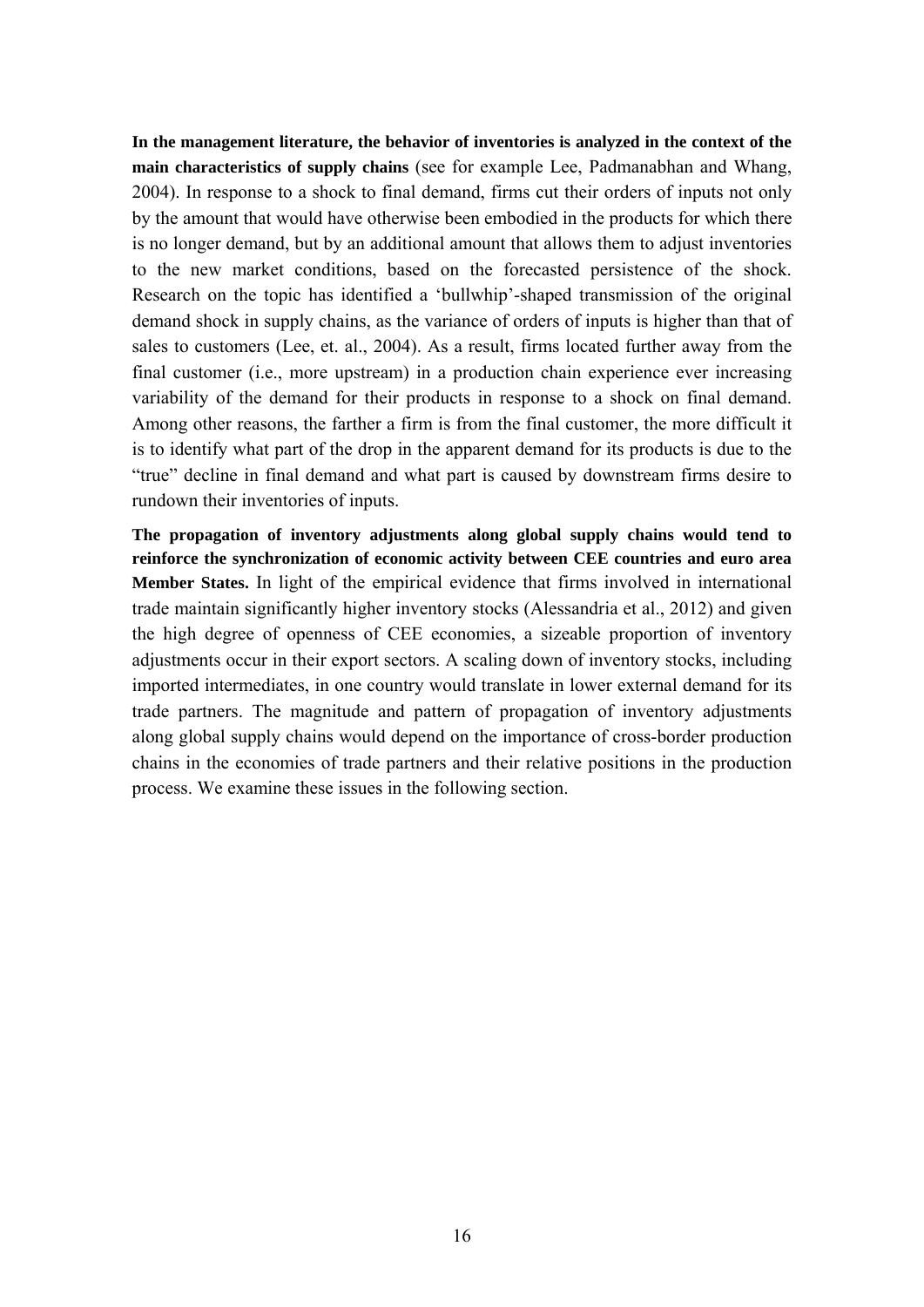**In the management literature, the behavior of inventories is analyzed in the context of the main characteristics of supply chains** (see for example Lee, Padmanabhan and Whang, 2004). In response to a shock to final demand, firms cut their orders of inputs not only by the amount that would have otherwise been embodied in the products for which there is no longer demand, but by an additional amount that allows them to adjust inventories to the new market conditions, based on the forecasted persistence of the shock. Research on the topic has identified a 'bullwhip'-shaped transmission of the original demand shock in supply chains, as the variance of orders of inputs is higher than that of sales to customers (Lee, et. al., 2004). As a result, firms located further away from the final customer (i.e., more upstream) in a production chain experience ever increasing variability of the demand for their products in response to a shock on final demand. Among other reasons, the farther a firm is from the final customer, the more difficult it is to identify what part of the drop in the apparent demand for its products is due to the "true" decline in final demand and what part is caused by downstream firms desire to rundown their inventories of inputs.

**The propagation of inventory adjustments along global supply chains would tend to reinforce the synchronization of economic activity between CEE countries and euro area Member States.** In light of the empirical evidence that firms involved in international trade maintain significantly higher inventory stocks (Alessandria et al., 2012) and given the high degree of openness of CEE economies, a sizeable proportion of inventory adjustments occur in their export sectors. A scaling down of inventory stocks, including imported intermediates, in one country would translate in lower external demand for its trade partners. The magnitude and pattern of propagation of inventory adjustments along global supply chains would depend on the importance of cross-border production chains in the economies of trade partners and their relative positions in the production process. We examine these issues in the following section.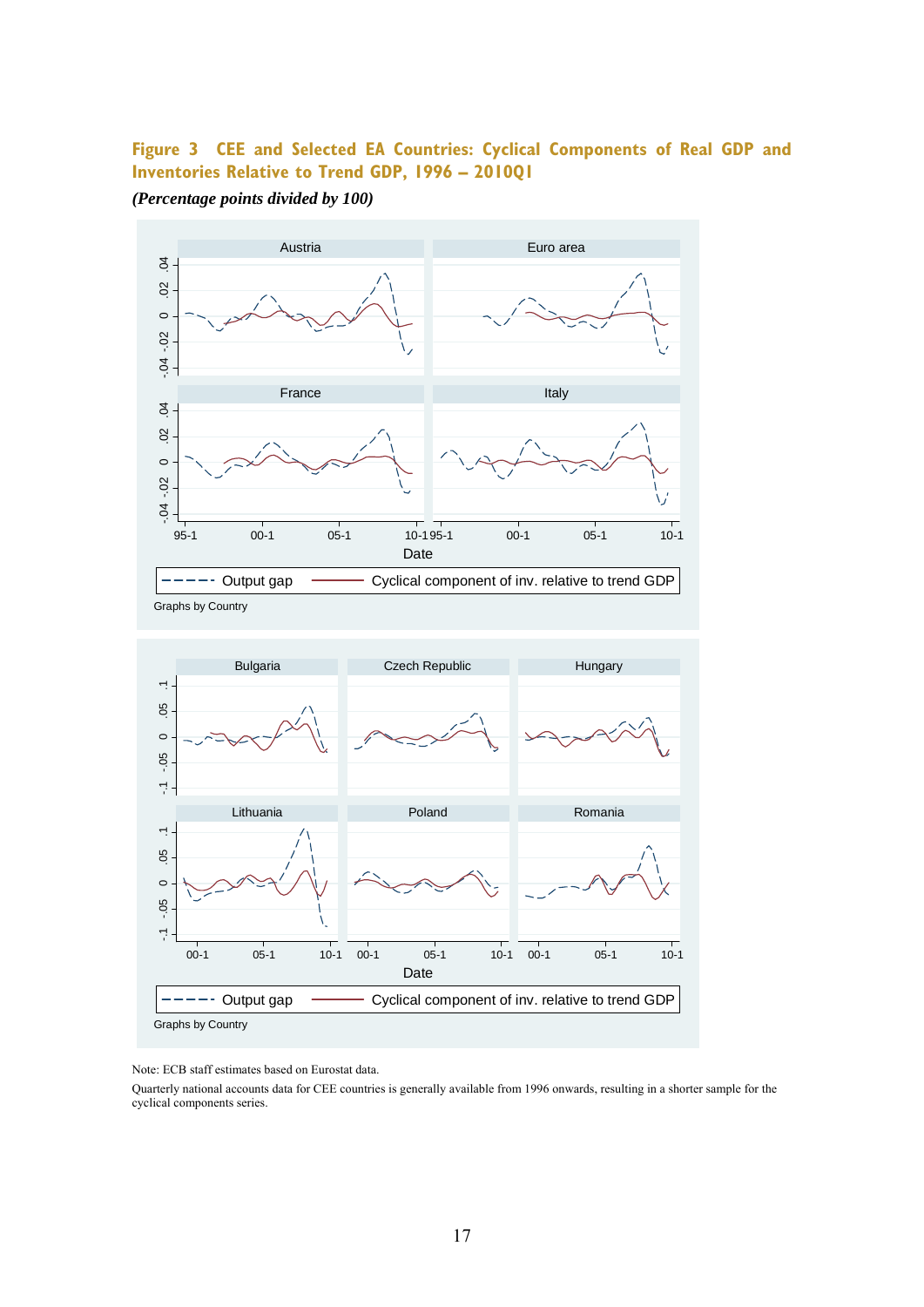**Figure 3 CEE and Selected EA Countries: Cyclical Components of Real GDP and Inventories Relative to Trend GDP, 1996 – 2010Q1**

***(Percentage points divided by 100)***

Note: ECB staff estimates based on Eurostat data.

Quarterly national accounts data for CEE countries is generally available from 1996 onwards, resulting in a shorter sample for the cyclical components series.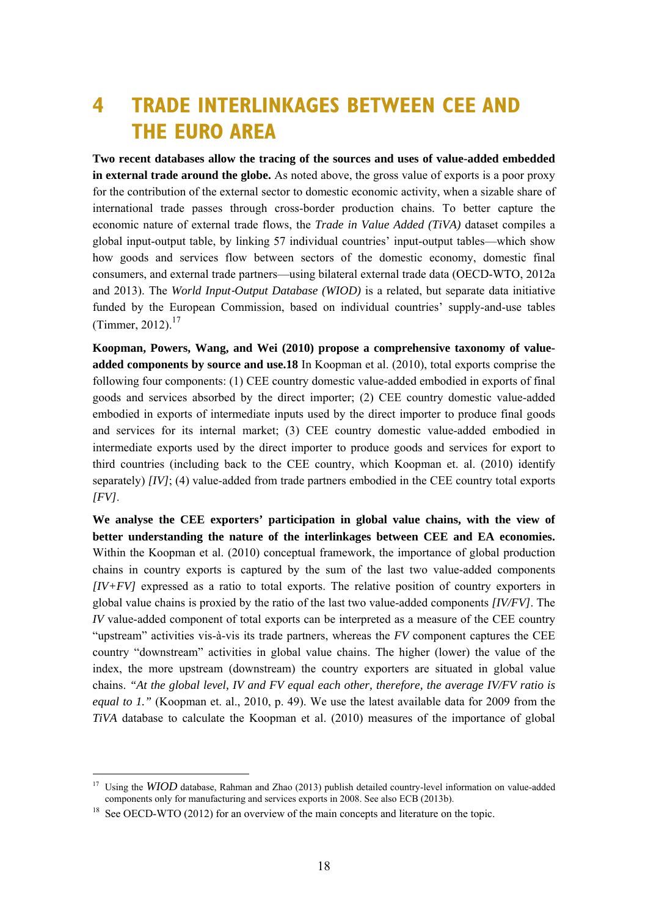# 4 TRADE INTERLINKAGES BETWEEN CEE AND THE EURO AREA

**Two recent databases allow the tracing of the sources and uses of value-added embedded in external trade around the globe.** As noted above, the gross value of exports is a poor proxy for the contribution of the external sector to domestic economic activity, when a sizable share of international trade passes through cross-border production chains. To better capture the economic nature of external trade flows, the *Trade in Value Added (TiVA)* dataset compiles a global input-output table, by linking 57 individual countries' input-output tables—which show how goods and services flow between sectors of the domestic economy, domestic final consumers, and external trade partners—using bilateral external trade data (OECD-WTO, 2012a and 2013). The *World Input-Output Database (WIOD)* is a related, but separate data initiative funded by the European Commission, based on individual countries' supply-and-use tables (Timmer, 2012).[17]

**Koopman, Powers, Wang, and Wei (2010) propose a comprehensive taxonomy of value-added components by source and use.18** In Koopman et al. (2010), total exports comprise the following four components: (1) CEE country domestic value-added embodied in exports of final goods and services absorbed by the direct importer; (2) CEE country domestic value-added embodied in exports of intermediate inputs used by the direct importer to produce final goods and services for its internal market; (3) CEE country domestic value-added embodied in intermediate exports used by the direct importer to produce goods and services for export to third countries (including back to the CEE country, which Koopman et. al. (2010) identify separately) *[IV]*; (4) value-added from trade partners embodied in the CEE country total exports *[FV]*.

**We analyse the CEE exporters' participation in global value chains, with the view of better understanding the nature of the interlinkages between CEE and EA economies.** Within the Koopman et al. (2010) conceptual framework, the importance of global production chains in country exports is captured by the sum of the last two value-added components *[IV+FV]* expressed as a ratio to total exports. The relative position of country exporters in global value chains is proxied by the ratio of the last two value-added components *[IV/FV]*. The *IV* value-added component of total exports can be interpreted as a measure of the CEE country "upstream" activities vis-à-vis its trade partners, whereas the *FV* component captures the CEE country "downstream" activities in global value chains. The higher (lower) the value of the index, the more upstream (downstream) the country exporters are situated in global value chains. *"At the global level, IV and FV equal each other, therefore, the average IV/FV ratio is equal to 1."* (Koopman et. al., 2010, p. 49). We use the latest available data for 2009 from the *TiVA* database to calculate the Koopman et al. (2010) measures of the importance of global

---

[17] Using the *WIOD* database, Rahman and Zhao (2013) publish detailed country-level information on value-added components only for manufacturing and services exports in 2008. See also ECB (2013b).

[18] See OECD-WTO (2012) for an overview of the main concepts and literature on the topic.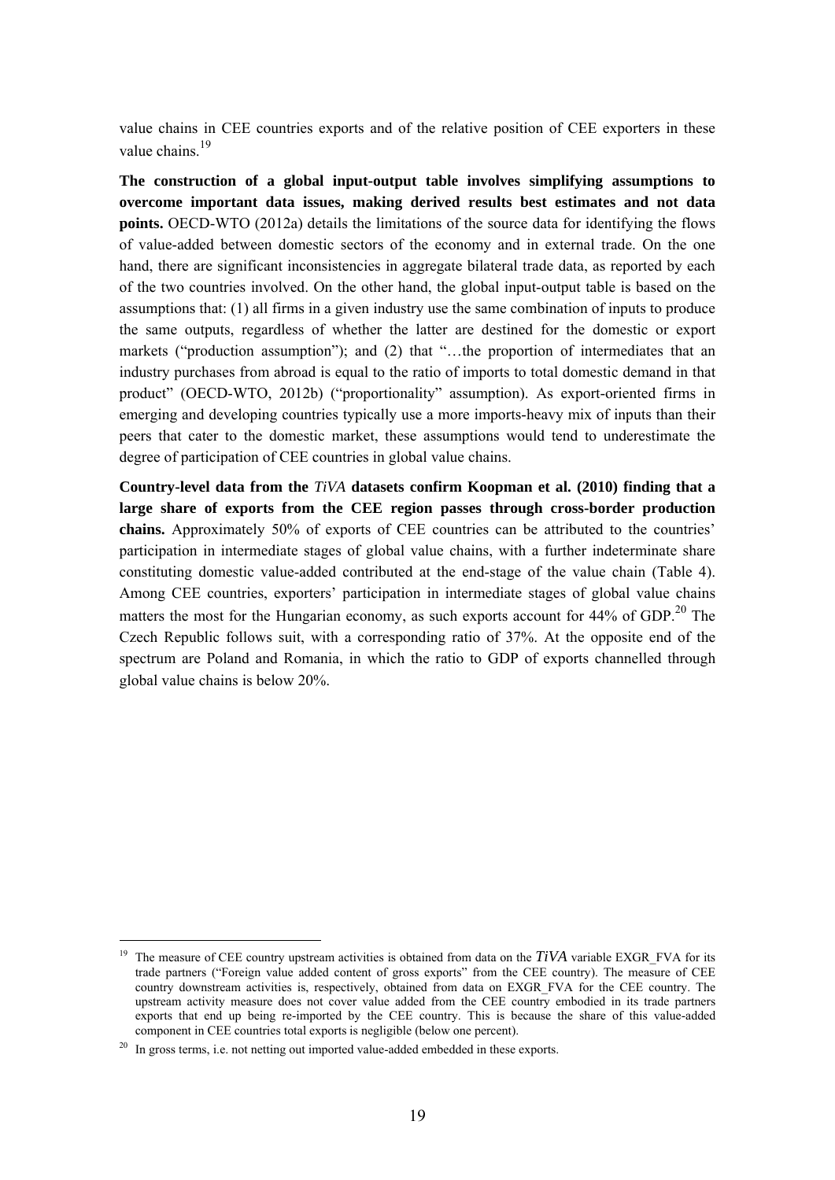value chains in CEE countries exports and of the relative position of CEE exporters in these value chains.[19]

**The construction of a global input-output table involves simplifying assumptions to overcome important data issues, making derived results best estimates and not data points.** OECD-WTO (2012a) details the limitations of the source data for identifying the flows of value-added between domestic sectors of the economy and in external trade. On the one hand, there are significant inconsistencies in aggregate bilateral trade data, as reported by each of the two countries involved. On the other hand, the global input-output table is based on the assumptions that: (1) all firms in a given industry use the same combination of inputs to produce the same outputs, regardless of whether the latter are destined for the domestic or export markets ("production assumption"); and (2) that "…the proportion of intermediates that an industry purchases from abroad is equal to the ratio of imports to total domestic demand in that product" (OECD-WTO, 2012b) ("proportionality" assumption). As export-oriented firms in emerging and developing countries typically use a more imports-heavy mix of inputs than their peers that cater to the domestic market, these assumptions would tend to underestimate the degree of participation of CEE countries in global value chains.

**Country-level data from the *TiVA* datasets confirm Koopman et al. (2010) finding that a large share of exports from the CEE region passes through cross-border production chains.** Approximately 50% of exports of CEE countries can be attributed to the countries' participation in intermediate stages of global value chains, with a further indeterminate share constituting domestic value-added contributed at the end-stage of the value chain (Table 4). Among CEE countries, exporters' participation in intermediate stages of global value chains matters the most for the Hungarian economy, as such exports account for 44% of GDP.[20] The Czech Republic follows suit, with a corresponding ratio of 37%. At the opposite end of the spectrum are Poland and Romania, in which the ratio to GDP of exports channelled through global value chains is below 20%.

---

[19] The measure of CEE country upstream activities is obtained from data on the *TiVA* variable EXGR_FVA for its trade partners ("Foreign value added content of gross exports" from the CEE country). The measure of CEE country downstream activities is, respectively, obtained from data on EXGR_FVA for the CEE country. The upstream activity measure does not cover value added from the CEE country embodied in its trade partners exports that end up being re-imported by the CEE country. This is because the share of this value-added component in CEE countries total exports is negligible (below one percent).

[20] In gross terms, i.e. not netting out imported value-added embedded in these exports.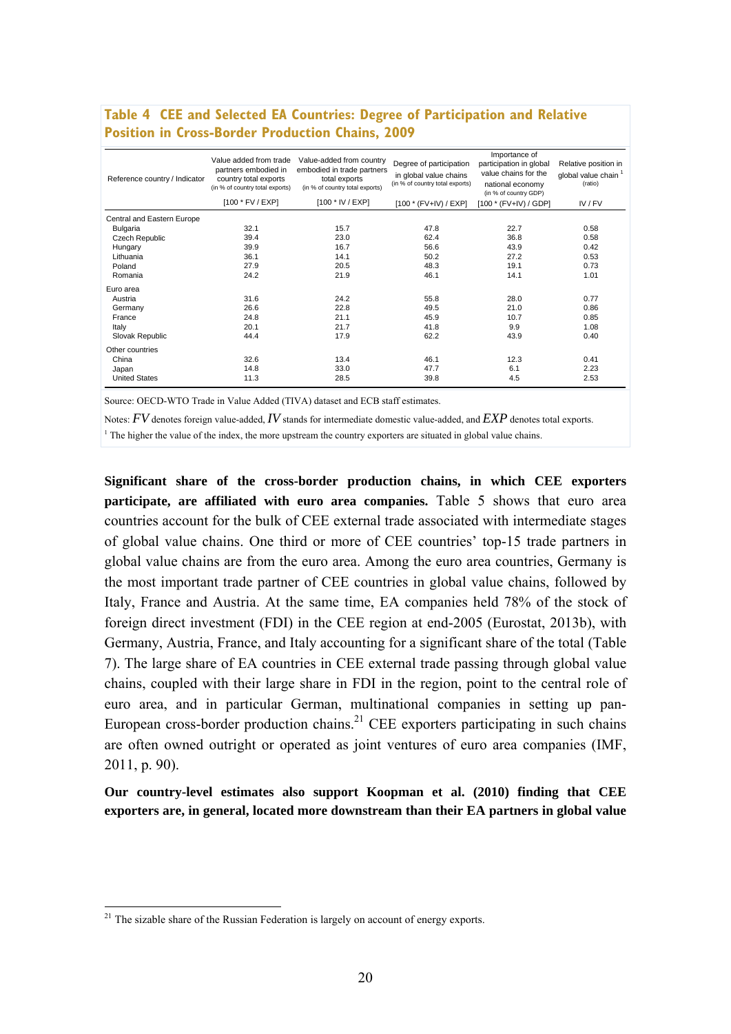**Table 4 CEE and Selected EA Countries: Degree of Participation and Relative Position in Cross-Border Production Chains, 2009**

| Reference country / Indicator | Value added from trade partners embodied in country total exports (in % of country total exports) | Value-added from country embodied in trade partners total exports (in % of country total exports) | Degree of participation in global value chains (in % of country total exports) | Importance of participation in global value chains for the national economy (in % of country GDP) | Relative position in global value chain [1] (ratio) |
|---|---|---|---|---|---|
| | [100 * FV / EXP] | [100 * IV / EXP] | [100 * (FV+IV) / EXP] | [100 * (FV+IV) / GDP] | IV / FV |
| Central and Eastern Europe | | | | | |
| Bulgaria | 32.1 | 15.7 | 47.8 | 22.7 | 0.58 |
| Czech Republic | 39.4 | 23.0 | 62.4 | 36.8 | 0.58 |
| Hungary | 39.9 | 16.7 | 56.6 | 43.9 | 0.42 |
| Lithuania | 36.1 | 14.1 | 50.2 | 27.2 | 0.53 |
| Poland | 27.9 | 20.5 | 48.3 | 19.1 | 0.73 |
| Romania | 24.2 | 21.9 | 46.1 | 14.1 | 1.01 |
| Euro area | | | | | |
| Austria | 31.6 | 24.2 | 55.8 | 28.0 | 0.77 |
| Germany | 26.6 | 22.8 | 49.5 | 21.0 | 0.86 |
| France | 24.8 | 21.1 | 45.9 | 10.7 | 0.85 |
| Italy | 20.1 | 21.7 | 41.8 | 9.9 | 1.08 |
| Slovak Republic | 44.4 | 17.9 | 62.2 | 43.9 | 0.40 |
| Other countries | | | | | |
| China | 32.6 | 13.4 | 46.1 | 12.3 | 0.41 |
| Japan | 14.8 | 33.0 | 47.7 | 6.1 | 2.23 |
| United States | 11.3 | 28.5 | 39.8 | 4.5 | 2.53 |

Source: OECD-WTO Trade in Value Added (TIVA) dataset and ECB staff estimates.

Notes: $FV$ denotes foreign value-added, $IV$ stands for intermediate domestic value-added, and $EXP$ denotes total exports.

[1] The higher the value of the index, the more upstream the country exporters are situated in global value chains.

**Significant share of the cross-border production chains, in which CEE exporters participate, are affiliated with euro area companies.** Table 5 shows that euro area countries account for the bulk of CEE external trade associated with intermediate stages of global value chains. One third or more of CEE countries' top-15 trade partners in global value chains are from the euro area. Among the euro area countries, Germany is the most important trade partner of CEE countries in global value chains, followed by Italy, France and Austria. At the same time, EA companies held 78% of the stock of foreign direct investment (FDI) in the CEE region at end-2005 (Eurostat, 2013b), with Germany, Austria, France, and Italy accounting for a significant share of the total (Table 7). The large share of EA countries in CEE external trade passing through global value chains, coupled with their large share in FDI in the region, point to the central role of euro area, and in particular German, multinational companies in setting up pan-European cross-border production chains.[21] CEE exporters participating in such chains are often owned outright or operated as joint ventures of euro area companies (IMF, 2011, p. 90).

**Our country-level estimates also support Koopman et al. (2010) finding that CEE exporters are, in general, located more downstream than their EA partners in global value**

[21] The sizable share of the Russian Federation is largely on account of energy exports.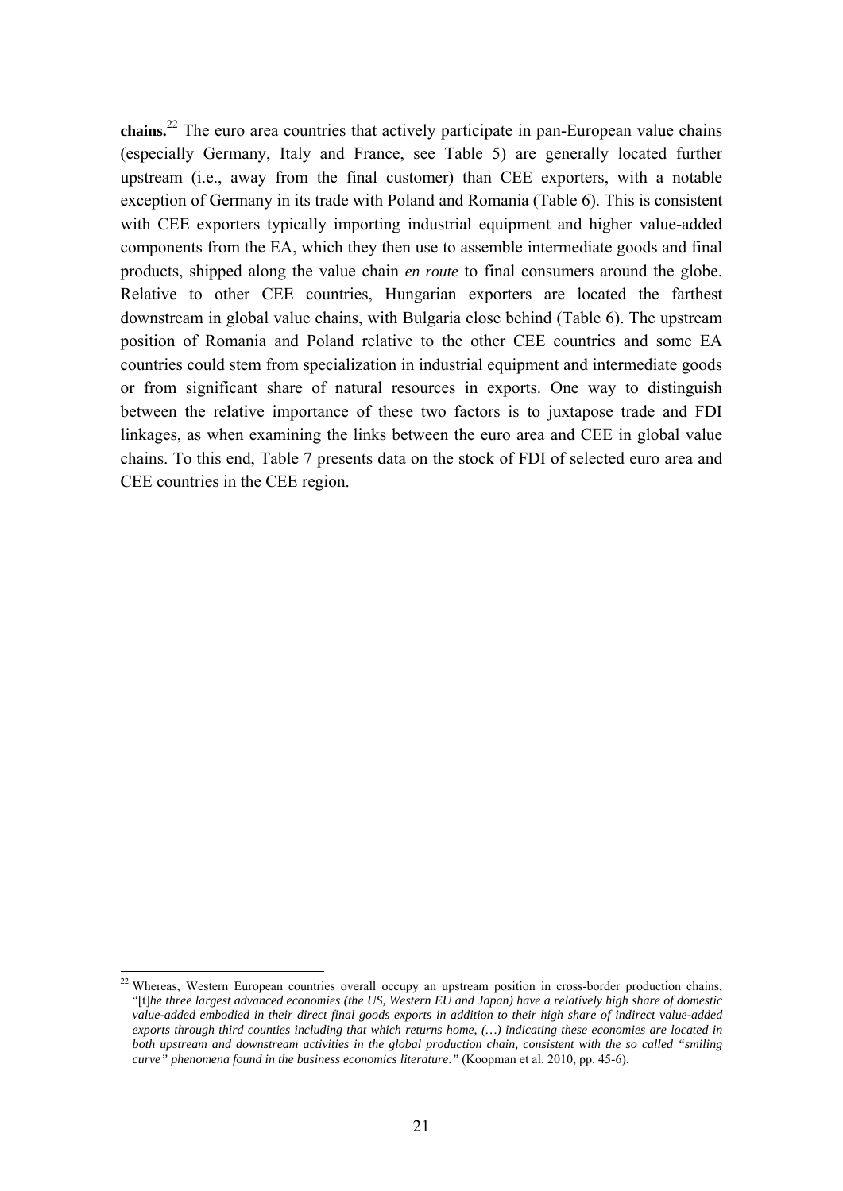**chains.**[22] The euro area countries that actively participate in pan-European value chains (especially Germany, Italy and France, see Table 5) are generally located further upstream (i.e., away from the final customer) than CEE exporters, with a notable exception of Germany in its trade with Poland and Romania (Table 6). This is consistent with CEE exporters typically importing industrial equipment and higher value-added components from the EA, which they then use to assemble intermediate goods and final products, shipped along the value chain *en route* to final consumers around the globe. Relative to other CEE countries, Hungarian exporters are located the farthest downstream in global value chains, with Bulgaria close behind (Table 6). The upstream position of Romania and Poland relative to the other CEE countries and some EA countries could stem from specialization in industrial equipment and intermediate goods or from significant share of natural resources in exports. One way to distinguish between the relative importance of these two factors is to juxtapose trade and FDI linkages, as when examining the links between the euro area and CEE in global value chains. To this end, Table 7 presents data on the stock of FDI of selected euro area and CEE countries in the CEE region.

---

[22] Whereas, Western European countries overall occupy an upstream position in cross-border production chains, "[t]*he three largest advanced economies (the US, Western EU and Japan) have a relatively high share of domestic value-added embodied in their direct final goods exports in addition to their high share of indirect value-added exports through third counties including that which returns home, (…) indicating these economies are located in both upstream and downstream activities in the global production chain, consistent with the so called "smiling curve" phenomena found in the business economics literature."* (Koopman et al. 2010, pp. 45-6).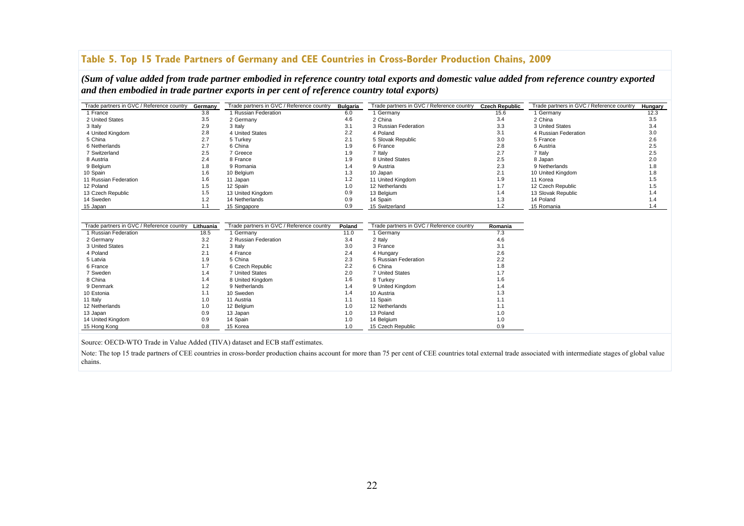## Table 5. Top 15 Trade Partners of Germany and CEE Countries in Cross-Border Production Chains, 2009

*(Sum of value added from trade partner embodied in reference country total exports and domestic value added from reference country exported and then embodied in trade partner exports in per cent of reference country total exports)*

| Trade partners in GVC / Reference country | Germany | Trade partners in GVC / Reference country | Bulgaria | Trade partners in GVC / Reference country | Czech Republic | Trade partners in GVC / Reference country | Hungary |
|---|---|---|---|---|---|---|---|
| 1 France | 3.8 | 1 Russian Federation | 6.0 | 1 Germany | 15.6 | 1 Germany | 12.3 |
| 2 United States | 3.5 | 2 Germany | 4.6 | 2 China | 3.4 | 2 China | 3.5 |
| 3 Italy | 2.9 | 3 Italy | 3.1 | 3 Russian Federation | 3.3 | 3 United States | 3.4 |
| 4 United Kingdom | 2.8 | 4 United States | 2.2 | 4 Poland | 3.1 | 4 Russian Federation | 3.0 |
| 5 China | 2.7 | 5 Turkey | 2.1 | 5 Slovak Republic | 3.0 | 5 France | 2.6 |
| 6 Netherlands | 2.7 | 6 China | 1.9 | 6 France | 2.8 | 6 Austria | 2.5 |
| 7 Switzerland | 2.5 | 7 Greece | 1.9 | 7 Italy | 2.7 | 7 Italy | 2.5 |
| 8 Austria | 2.4 | 8 France | 1.9 | 8 United States | 2.5 | 8 Japan | 2.0 |
| 9 Belgium | 1.8 | 9 Romania | 1.4 | 9 Austria | 2.3 | 9 Netherlands | 1.8 |
| 10 Spain | 1.6 | 10 Belgium | 1.3 | 10 Japan | 2.1 | 10 United Kingdom | 1.8 |
| 11 Russian Federation | 1.6 | 11 Japan | 1.2 | 11 United Kingdom | 1.9 | 11 Korea | 1.5 |
| 12 Poland | 1.5 | 12 Spain | 1.0 | 12 Netherlands | 1.7 | 12 Czech Republic | 1.5 |
| 13 Czech Republic | 1.5 | 13 United Kingdom | 0.9 | 13 Belgium | 1.4 | 13 Slovak Republic | 1.4 |
| 14 Sweden | 1.2 | 14 Netherlands | 0.9 | 14 Spain | 1.3 | 14 Poland | 1.4 |
| 15 Japan | 1.1 | 15 Singapore | 0.9 | 15 Switzerland | 1.2 | 15 Romania | 1.4 |

| Trade partners in GVC / Reference country | Lithuania | Trade partners in GVC / Reference country | Poland | Trade partners in GVC / Reference country | Romania |
|---|---|---|---|---|---|
| 1 Russian Federation | 18.5 | 1 Germany | 11.0 | 1 Germany | 7.3 |
| 2 Germany | 3.2 | 2 Russian Federation | 3.4 | 2 Italy | 4.6 |
| 3 United States | 2.1 | 3 Italy | 3.0 | 3 France | 3.1 |
| 4 Poland | 2.1 | 4 France | 2.4 | 4 Hungary | 2.6 |
| 5 Latvia | 1.9 | 5 China | 2.3 | 5 Russian Federation | 2.2 |
| 6 France | 1.7 | 6 Czech Republic | 2.2 | 6 China | 1.8 |
| 7 Sweden | 1.4 | 7 United States | 2.0 | 7 United States | 1.7 |
| 8 China | 1.4 | 8 United Kingdom | 1.6 | 8 Turkey | 1.6 |
| 9 Denmark | 1.2 | 9 Netherlands | 1.4 | 9 United Kingdom | 1.4 |
| 10 Estonia | 1.1 | 10 Sweden | 1.4 | 10 Austria | 1.3 |
| 11 Italy | 1.0 | 11 Austria | 1.1 | 11 Spain | 1.1 |
| 12 Netherlands | 1.0 | 12 Belgium | 1.0 | 12 Netherlands | 1.1 |
| 13 Japan | 0.9 | 13 Japan | 1.0 | 13 Poland | 1.0 |
| 14 United Kingdom | 0.9 | 14 Spain | 1.0 | 14 Belgium | 1.0 |
| 15 Hong Kong | 0.8 | 15 Korea | 1.0 | 15 Czech Republic | 0.9 |

Source: OECD-WTO Trade in Value Added (TIVA) dataset and ECB staff estimates.

Note: The top 15 trade partners of CEE countries in cross-border production chains account for more than 75 per cent of CEE countries total external trade associated with intermediate stages of global value chains.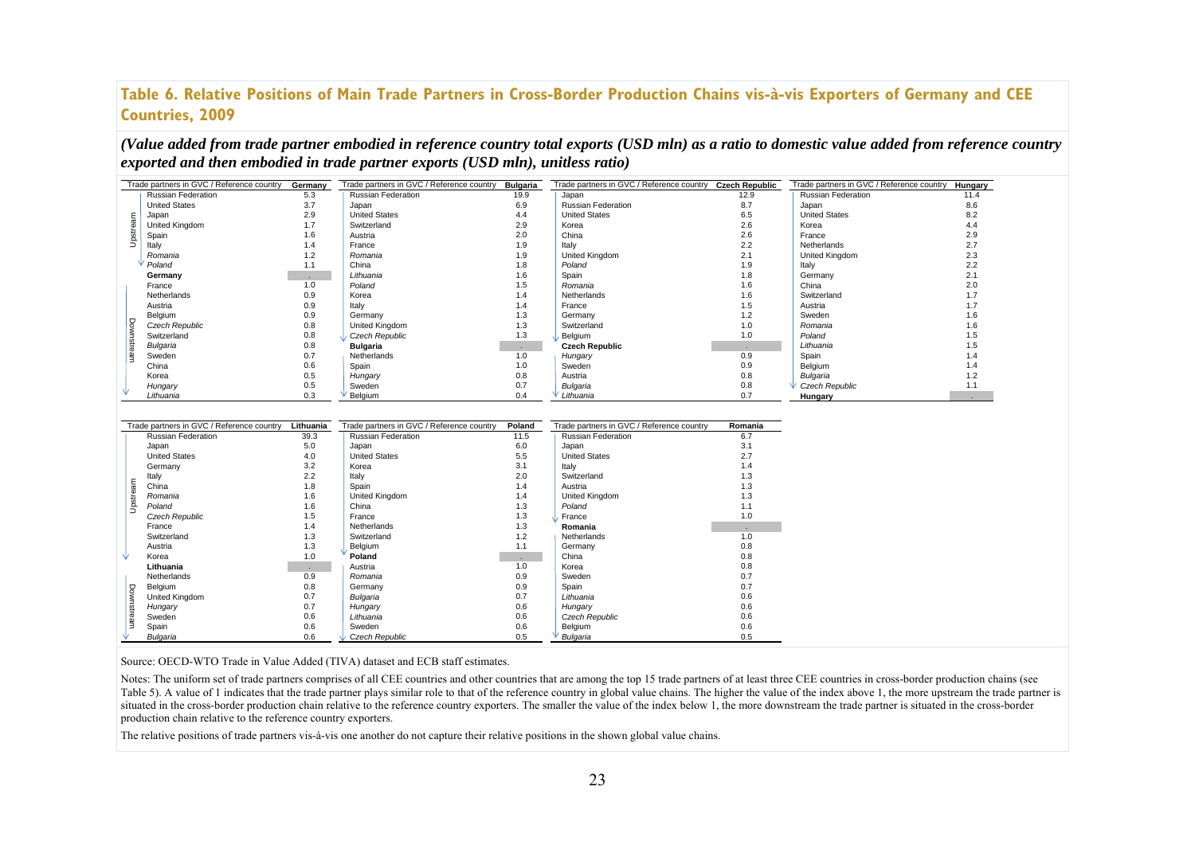## Table 6. Relative Positions of Main Trade Partners in Cross-Border Production Chains vis-à-vis Exporters of Germany and CEE Countries, 2009

*(Value added from trade partner embodied in reference country total exports (USD mln) as a ratio to domestic value added from reference country exported and then embodied in trade partner exports (USD mln), unitless ratio)*

| Trade partners in GVC / Reference country | Germany |
|---|---|
| Russian Federation | 5.3 |
| United States | 3.7 |
| Japan | 2.9 |
| United Kingdom | 1.7 |
| Spain | 1.6 |
| Italy | 1.4 |
| *Romania* | 1.2 |
| *Poland* | 1.1 |
| **Germany** | . |
| France | 1.0 |
| Netherlands | 0.9 |
| Austria | 0.9 |
| Belgium | 0.9 |
| *Czech Republic* | 0.8 |
| Switzerland | 0.8 |
| *Bulgaria* | 0.8 |
| Sweden | 0.7 |
| China | 0.6 |
| Korea | 0.5 |
| *Hungary* | 0.5 |
| *Lithuania* | 0.3 |

| Trade partners in GVC / Reference country | Bulgaria |
|---|---|
| Russian Federation | 19.9 |
| Japan | 6.9 |
| United States | 4.4 |
| Switzerland | 2.9 |
| Austria | 2.0 |
| France | 1.9 |
| *Romania* | 1.9 |
| China | 1.8 |
| *Lithuania* | 1.6 |
| *Poland* | 1.5 |
| Korea | 1.4 |
| Italy | 1.4 |
| Germany | 1.3 |
| United Kingdom | 1.3 |
| *Czech Republic* | 1.3 |
| **Bulgaria** | . |
| Netherlands | 1.0 |
| Spain | 1.0 |
| *Hungary* | 0.8 |
| Sweden | 0.7 |
| Belgium | 0.4 |

| Trade partners in GVC / Reference country | Czech Republic |
|---|---|
| Japan | 12.9 |
| Russian Federation | 8.7 |
| United States | 6.5 |
| Korea | 2.6 |
| China | 2.6 |
| Italy | 2.2 |
| United Kingdom | 2.1 |
| *Poland* | 1.9 |
| Spain | 1.8 |
| *Romania* | 1.6 |
| Netherlands | 1.6 |
| France | 1.5 |
| Germany | 1.2 |
| Switzerland | 1.0 |
| Belgium | 1.0 |
| **Czech Republic** | . |
| *Hungary* | 0.9 |
| Sweden | 0.9 |
| Austria | 0.8 |
| *Bulgaria* | 0.8 |
| *Lithuania* | 0.7 |

| Trade partners in GVC / Reference country | Hungary |
|---|---|
| Russian Federation | 11.4 |
| Japan | 8.6 |
| United States | 8.2 |
| Korea | 4.4 |
| France | 2.9 |
| Netherlands | 2.7 |
| United Kingdom | 2.3 |
| Italy | 2.2 |
| Germany | 2.1 |
| China | 2.0 |
| Switzerland | 1.7 |
| Austria | 1.7 |
| Sweden | 1.6 |
| *Romania* | 1.6 |
| *Poland* | 1.5 |
| *Lithuania* | 1.5 |
| Spain | 1.4 |
| Belgium | 1.4 |
| *Bulgaria* | 1.2 |
| *Czech Republic* | 1.1 |
| **Hungary** | . |

| Trade partners in GVC / Reference country | Lithuania |
|---|---|
| Russian Federation | 39.3 |
| Japan | 5.0 |
| United States | 4.0 |
| Germany | 3.2 |
| Italy | 2.2 |
| China | 1.8 |
| *Romania* | 1.6 |
| *Poland* | 1.6 |
| *Czech Republic* | 1.5 |
| France | 1.4 |
| Switzerland | 1.3 |
| Austria | 1.3 |
| Korea | 1.0 |
| **Lithuania** | . |
| Netherlands | 0.9 |
| Belgium | 0.8 |
| United Kingdom | 0.7 |
| *Hungary* | 0.7 |
| Sweden | 0.6 |
| Spain | 0.6 |
| *Bulgaria* | 0.6 |

| Trade partners in GVC / Reference country | Poland |
|---|---|
| Russian Federation | 11.5 |
| Japan | 6.0 |
| United States | 5.5 |
| Korea | 3.1 |
| Italy | 2.0 |
| Spain | 1.4 |
| United Kingdom | 1.4 |
| China | 1.3 |
| France | 1.3 |
| Netherlands | 1.3 |
| Switzerland | 1.2 |
| Belgium | 1.1 |
| **Poland** | . |
| Austria | 1.0 |
| *Romania* | 0.9 |
| Germany | 0.9 |
| *Bulgaria* | 0.7 |
| *Hungary* | 0.6 |
| *Lithuania* | 0.6 |
| Sweden | 0.6 |
| *Czech Republic* | 0.5 |

| Trade partners in GVC / Reference country | Romania |
|---|---|
| Russian Federation | 6.7 |
| Japan | 3.1 |
| United States | 2.7 |
| Italy | 1.4 |
| Switzerland | 1.3 |
| Austria | 1.3 |
| United Kingdom | 1.3 |
| *Poland* | 1.1 |
| France | 1.0 |
| **Romania** | . |
| Netherlands | 1.0 |
| Germany | 0.8 |
| China | 0.8 |
| Korea | 0.8 |
| Sweden | 0.7 |
| Spain | 0.7 |
| *Lithuania* | 0.6 |
| *Hungary* | 0.6 |
| *Czech Republic* | 0.6 |
| Belgium | 0.6 |
| *Bulgaria* | 0.5 |

Source: OECD-WTO Trade in Value Added (TIVA) dataset and ECB staff estimates.

Notes: The uniform set of trade partners comprises of all CEE countries and other countries that are among the top 15 trade partners of at least three CEE countries in cross-border production chains (see Table 5). A value of 1 indicates that the trade partner plays similar role to that of the reference country in global value chains. The higher the value of the index above 1, the more upstream the trade partner is situated in the cross-border production chain relative to the reference country exporters. The smaller the value of the index below 1, the more downstream the trade partner is situated in the cross-border production chain relative to the reference country exporters.

The relative positions of trade partners vis-à-vis one another do not capture their relative positions in the shown global value chains.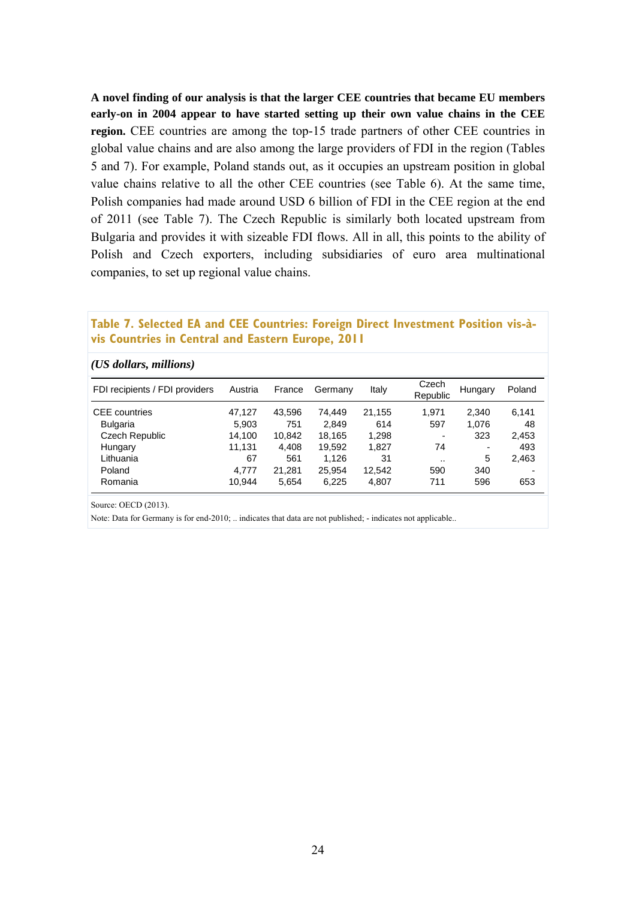**A novel finding of our analysis is that the larger CEE countries that became EU members early-on in 2004 appear to have started setting up their own value chains in the CEE region.** CEE countries are among the top-15 trade partners of other CEE countries in global value chains and are also among the large providers of FDI in the region (Tables 5 and 7). For example, Poland stands out, as it occupies an upstream position in global value chains relative to all the other CEE countries (see Table 6). At the same time, Polish companies had made around USD 6 billion of FDI in the CEE region at the end of 2011 (see Table 7). The Czech Republic is similarly both located upstream from Bulgaria and provides it with sizeable FDI flows. All in all, this points to the ability of Polish and Czech exporters, including subsidiaries of euro area multinational companies, to set up regional value chains.

**Table 7. Selected EA and CEE Countries: Foreign Direct Investment Position vis-à-vis Countries in Central and Eastern Europe, 2011**

*(US dollars, millions)*

| FDI recipients / FDI providers | Austria | France | Germany | Italy | Czech Republic | Hungary | Poland |
|---|---|---|---|---|---|---|---|
| CEE countries | 47,127 | 43,596 | 74,449 | 21,155 | 1,971 | 2,340 | 6,141 |
| Bulgaria | 5,903 | 751 | 2,849 | 614 | 597 | 1,076 | 48 |
| Czech Republic | 14,100 | 10,842 | 18,165 | 1,298 | - | 323 | 2,453 |
| Hungary | 11,131 | 4,408 | 19,592 | 1,827 | 74 | - | 493 |
| Lithuania | 67 | 561 | 1,126 | 31 | .. | 5 | 2,463 |
| Poland | 4,777 | 21,281 | 25,954 | 12,542 | 590 | 340 | - |
| Romania | 10,944 | 5,654 | 6,225 | 4,807 | 711 | 596 | 653 |

Source: OECD (2013).

Note: Data for Germany is for end-2010; .. indicates that data are not published; - indicates not applicable..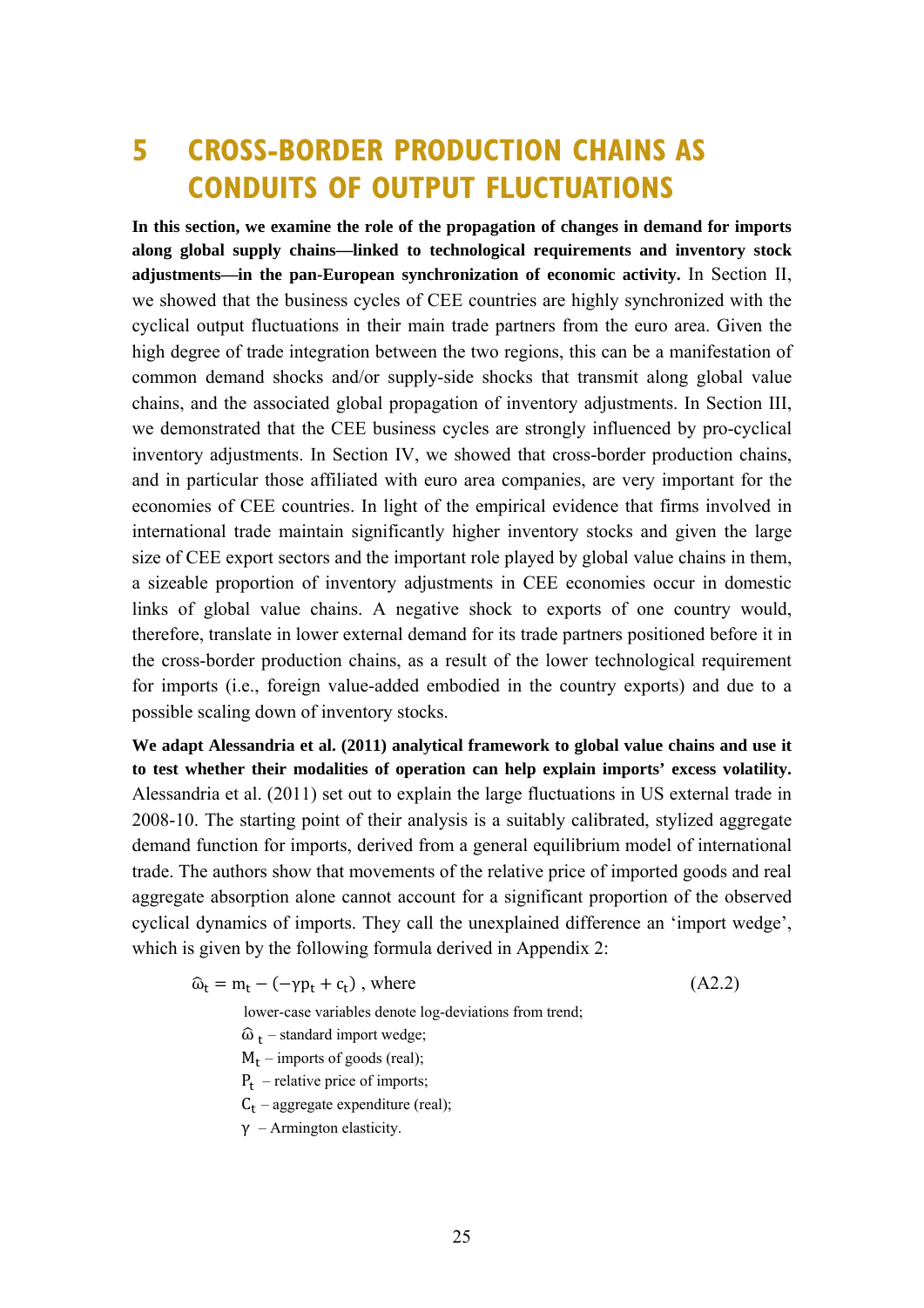# 5 CROSS-BORDER PRODUCTION CHAINS AS CONDUITS OF OUTPUT FLUCTUATIONS

**In this section, we examine the role of the propagation of changes in demand for imports along global supply chains—linked to technological requirements and inventory stock adjustments—in the pan-European synchronization of economic activity.** In Section II, we showed that the business cycles of CEE countries are highly synchronized with the cyclical output fluctuations in their main trade partners from the euro area. Given the high degree of trade integration between the two regions, this can be a manifestation of common demand shocks and/or supply-side shocks that transmit along global value chains, and the associated global propagation of inventory adjustments. In Section III, we demonstrated that the CEE business cycles are strongly influenced by pro-cyclical inventory adjustments. In Section IV, we showed that cross-border production chains, and in particular those affiliated with euro area companies, are very important for the economies of CEE countries. In light of the empirical evidence that firms involved in international trade maintain significantly higher inventory stocks and given the large size of CEE export sectors and the important role played by global value chains in them, a sizeable proportion of inventory adjustments in CEE economies occur in domestic links of global value chains. A negative shock to exports of one country would, therefore, translate in lower external demand for its trade partners positioned before it in the cross-border production chains, as a result of the lower technological requirement for imports (i.e., foreign value-added embodied in the country exports) and due to a possible scaling down of inventory stocks.

**We adapt Alessandria et al. (2011) analytical framework to global value chains and use it to test whether their modalities of operation can help explain imports' excess volatility.** Alessandria et al. (2011) set out to explain the large fluctuations in US external trade in 2008-10. The starting point of their analysis is a suitably calibrated, stylized aggregate demand function for imports, derived from a general equilibrium model of international trade. The authors show that movements of the relative price of imported goods and real aggregate absorption alone cannot account for a significant proportion of the observed cyclical dynamics of imports. They call the unexplained difference an 'import wedge', which is given by the following formula derived in Appendix 2:

$$\widehat{\omega}_t = m_t - (-\gamma p_t + c_t)\text{, where} \qquad \text{(A2.2)}$$

lower-case variables denote log-deviations from trend;

$\widehat{\omega}_t$ – standard import wedge;

$M_t$ – imports of goods (real);

$P_t$ – relative price of imports;

$C_t$ – aggregate expenditure (real);

$\gamma$ – Armington elasticity.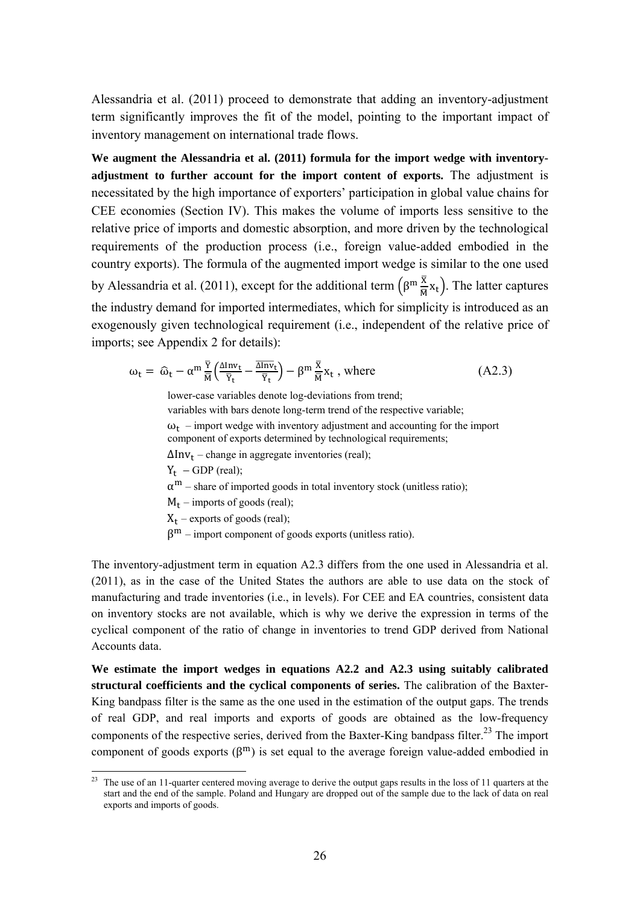Alessandria et al. (2011) proceed to demonstrate that adding an inventory-adjustment term significantly improves the fit of the model, pointing to the important impact of inventory management on international trade flows.

**We augment the Alessandria et al. (2011) formula for the import wedge with inventory-adjustment to further account for the import content of exports.** The adjustment is necessitated by the high importance of exporters' participation in global value chains for CEE economies (Section IV). This makes the volume of imports less sensitive to the relative price of imports and domestic absorption, and more driven by the technological requirements of the production process (i.e., foreign value-added embodied in the country exports). The formula of the augmented import wedge is similar to the one used by Alessandria et al. (2011), except for the additional term $\left(\beta^m \frac{\bar{X}}{\bar{M}} x_t\right)$. The latter captures the industry demand for imported intermediates, which for simplicity is introduced as an exogenously given technological requirement (i.e., independent of the relative price of imports; see Appendix 2 for details):

$$\omega_t = \hat{\omega}_t - \alpha^m \frac{\bar{Y}}{\bar{M}} \left( \frac{\Delta \mathrm{Inv}_t}{\bar{Y}_t} - \frac{\overline{\Delta \mathrm{Inv}_t}}{\bar{Y}_t} \right) - \beta^m \frac{\bar{X}}{\bar{M}} x_t \text{ , where} \qquad \text{(A2.3)}$$

lower-case variables denote log-deviations from trend;  
variables with bars denote long-term trend of the respective variable;  
$\omega_t$ – import wedge with inventory adjustment and accounting for the import component of exports determined by technological requirements;  
$\Delta \mathrm{Inv}_t$ – change in aggregate inventories (real);  
$Y_t$ – GDP (real);  
$\alpha^m$ – share of imported goods in total inventory stock (unitless ratio);  
$M_t$ – imports of goods (real);  
$X_t$ – exports of goods (real);  
$\beta^m$ – import component of goods exports (unitless ratio).

The inventory-adjustment term in equation A2.3 differs from the one used in Alessandria et al. (2011), as in the case of the United States the authors are able to use data on the stock of manufacturing and trade inventories (i.e., in levels). For CEE and EA countries, consistent data on inventory stocks are not available, which is why we derive the expression in terms of the cyclical component of the ratio of change in inventories to trend GDP derived from National Accounts data.

**We estimate the import wedges in equations A2.2 and A2.3 using suitably calibrated structural coefficients and the cyclical components of series.** The calibration of the Baxter-King bandpass filter is the same as the one used in the estimation of the output gaps. The trends of real GDP, and real imports and exports of goods are obtained as the low-frequency components of the respective series, derived from the Baxter-King bandpass filter.[23] The import component of goods exports ($\beta^m$) is set equal to the average foreign value-added embodied in

[23] The use of an 11-quarter centered moving average to derive the output gaps results in the loss of 11 quarters at the start and the end of the sample. Poland and Hungary are dropped out of the sample due to the lack of data on real exports and imports of goods.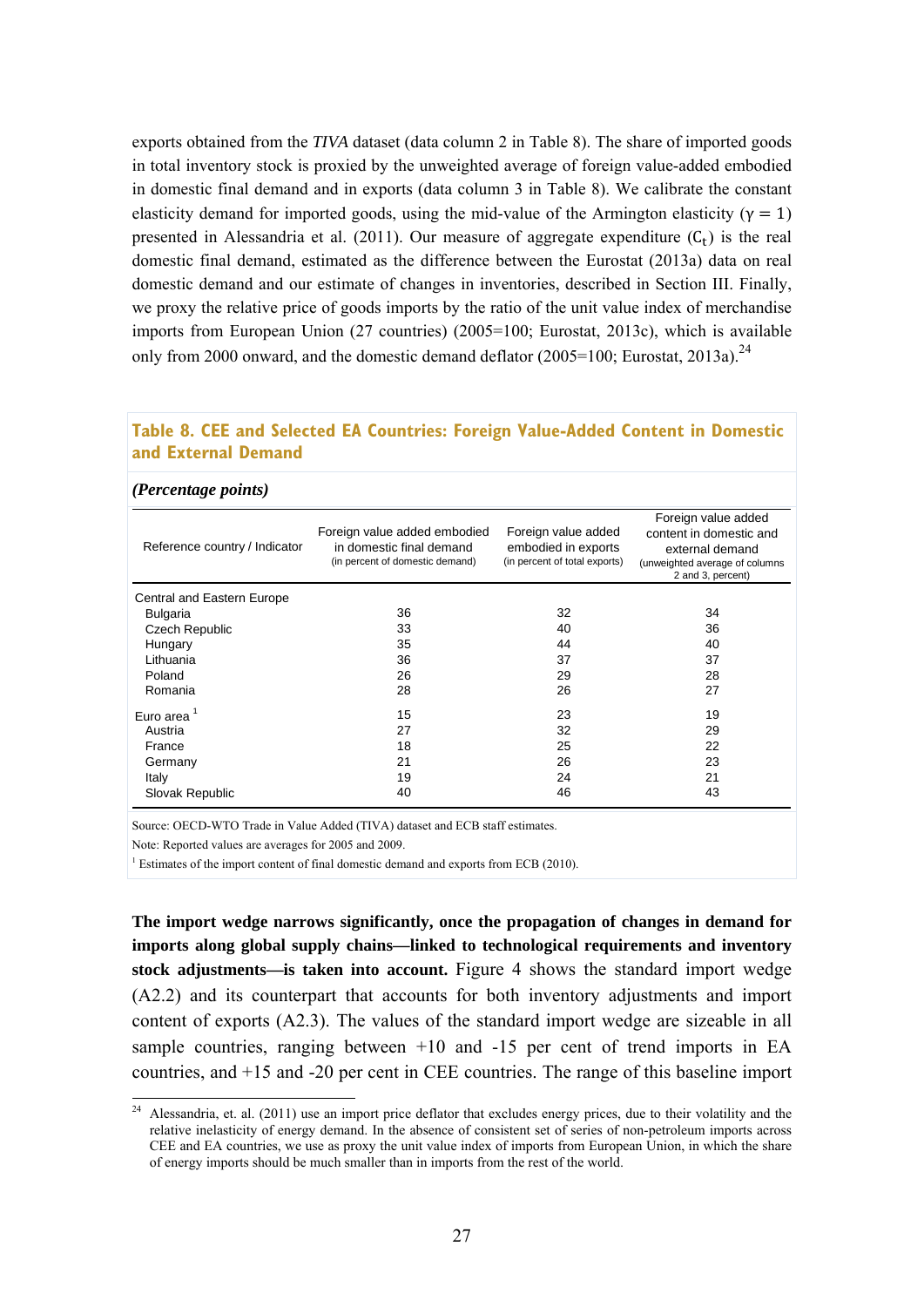exports obtained from the *TIVA* dataset (data column 2 in Table 8). The share of imported goods in total inventory stock is proxied by the unweighted average of foreign value-added embodied in domestic final demand and in exports (data column 3 in Table 8). We calibrate the constant elasticity demand for imported goods, using the mid-value of the Armington elasticity ($\gamma = 1$) presented in Alessandria et al. (2011). Our measure of aggregate expenditure ($C_t$) is the real domestic final demand, estimated as the difference between the Eurostat (2013a) data on real domestic demand and our estimate of changes in inventories, described in Section III. Finally, we proxy the relative price of goods imports by the ratio of the unit value index of merchandise imports from European Union (27 countries) (2005=100; Eurostat, 2013c), which is available only from 2000 onward, and the domestic demand deflator (2005=100; Eurostat, 2013a).[24]

**Table 8. CEE and Selected EA Countries: Foreign Value-Added Content in Domestic and External Demand**

***(Percentage points)***

| Reference country / Indicator | Foreign value added embodied in domestic final demand (in percent of domestic demand) | Foreign value added embodied in exports (in percent of total exports) | Foreign value added content in domestic and external demand (unweighted average of columns 2 and 3, percent) |
|---|---|---|---|
| Central and Eastern Europe | | | |
| Bulgaria | 36 | 32 | 34 |
| Czech Republic | 33 | 40 | 36 |
| Hungary | 35 | 44 | 40 |
| Lithuania | 36 | 37 | 37 |
| Poland | 26 | 29 | 28 |
| Romania | 28 | 26 | 27 |
| Euro area [1] | 15 | 23 | 19 |
| Austria | 27 | 32 | 29 |
| France | 18 | 25 | 22 |
| Germany | 21 | 26 | 23 |
| Italy | 19 | 24 | 21 |
| Slovak Republic | 40 | 46 | 43 |

Source: OECD-WTO Trade in Value Added (TIVA) dataset and ECB staff estimates.

Note: Reported values are averages for 2005 and 2009.

[1] Estimates of the import content of final domestic demand and exports from ECB (2010).

**The import wedge narrows significantly, once the propagation of changes in demand for imports along global supply chains—linked to technological requirements and inventory stock adjustments—is taken into account.** Figure 4 shows the standard import wedge (A2.2) and its counterpart that accounts for both inventory adjustments and import content of exports (A2.3). The values of the standard import wedge are sizeable in all sample countries, ranging between +10 and -15 per cent of trend imports in EA countries, and +15 and -20 per cent in CEE countries. The range of this baseline import

[24] Alessandria, et. al. (2011) use an import price deflator that excludes energy prices, due to their volatility and the relative inelasticity of energy demand. In the absence of consistent set of series of non-petroleum imports across CEE and EA countries, we use as proxy the unit value index of imports from European Union, in which the share of energy imports should be much smaller than in imports from the rest of the world.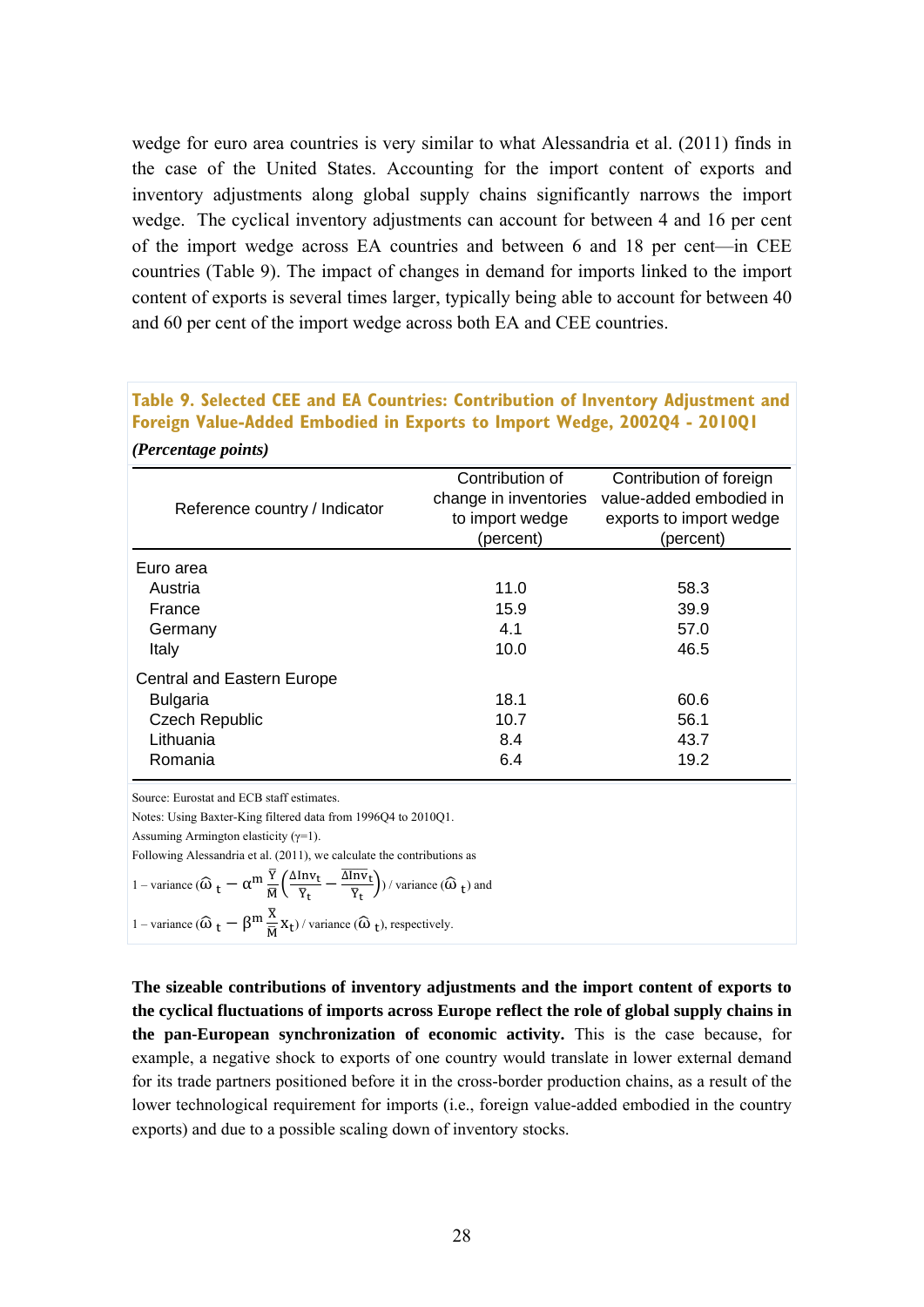wedge for euro area countries is very similar to what Alessandria et al. (2011) finds in the case of the United States. Accounting for the import content of exports and inventory adjustments along global supply chains significantly narrows the import wedge. The cyclical inventory adjustments can account for between 4 and 16 per cent of the import wedge across EA countries and between 6 and 18 per cent—in CEE countries (Table 9). The impact of changes in demand for imports linked to the import content of exports is several times larger, typically being able to account for between 40 and 60 per cent of the import wedge across both EA and CEE countries.

**Table 9. Selected CEE and EA Countries: Contribution of Inventory Adjustment and Foreign Value-Added Embodied in Exports to Import Wedge, 2002Q4 - 2010Q1**

***(Percentage points)***

| Reference country / Indicator | Contribution of change in inventories to import wedge (percent) | Contribution of foreign value-added embodied in exports to import wedge (percent) |
|---|---|---|
| Euro area | | |
| Austria | 11.0 | 58.3 |
| France | 15.9 | 39.9 |
| Germany | 4.1 | 57.0 |
| Italy | 10.0 | 46.5 |
| Central and Eastern Europe | | |
| Bulgaria | 18.1 | 60.6 |
| Czech Republic | 10.7 | 56.1 |
| Lithuania | 8.4 | 43.7 |
| Romania | 6.4 | 19.2 |

Source: Eurostat and ECB staff estimates.

Notes: Using Baxter-King filtered data from 1996Q4 to 2010Q1.

Assuming Armington elasticity ($\gamma$=1).

Following Alessandria et al. (2011), we calculate the contributions as

$1 - \text{variance}\left(\hat{\omega}_t - \alpha^m \frac{\bar{Y}}{\bar{M}}\left(\frac{\Delta Inv_t}{\bar{Y}_t} - \frac{\overline{\Delta Inv}_t}{\bar{Y}_t}\right)\right) / \text{variance}(\hat{\omega}_t)$ and

$1 - \text{variance}\left(\hat{\omega}_t - \beta^m \frac{\bar{X}}{\bar{M}} x_t\right) / \text{variance}(\hat{\omega}_t)$, respectively.

**The sizeable contributions of inventory adjustments and the import content of exports to the cyclical fluctuations of imports across Europe reflect the role of global supply chains in the pan-European synchronization of economic activity.** This is the case because, for example, a negative shock to exports of one country would translate in lower external demand for its trade partners positioned before it in the cross-border production chains, as a result of the lower technological requirement for imports (i.e., foreign value-added embodied in the country exports) and due to a possible scaling down of inventory stocks.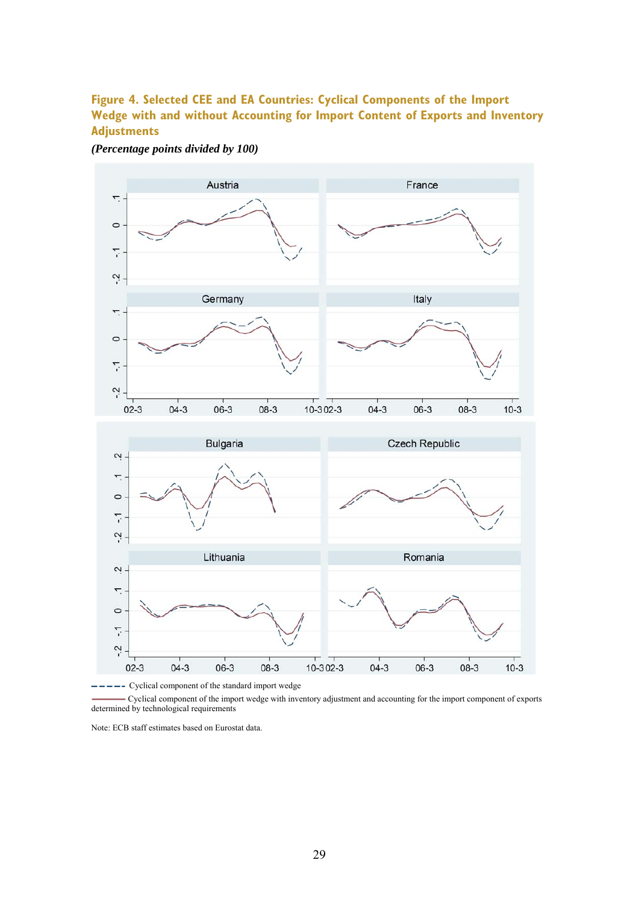**Figure 4. Selected CEE and EA Countries: Cyclical Components of the Import Wedge with and without Accounting for Import Content of Exports and Inventory Adjustments**

*(Percentage points divided by 100)*

- - - - - Cyclical component of the standard import wedge

——— Cyclical component of the import wedge with inventory adjustment and accounting for the import component of exports determined by technological requirements

Note: ECB staff estimates based on Eurostat data.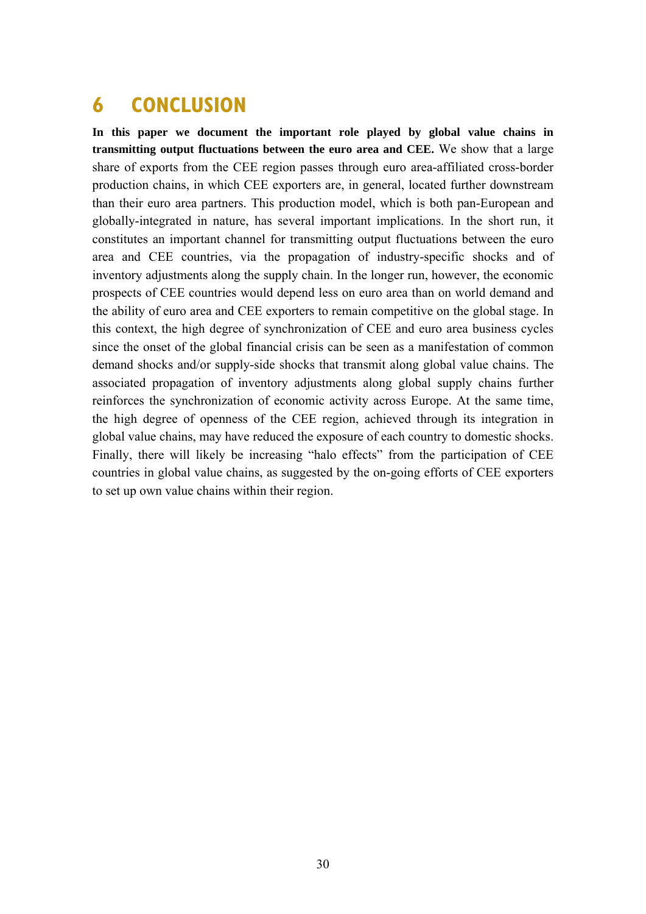# 6 CONCLUSION

**In this paper we document the important role played by global value chains in transmitting output fluctuations between the euro area and CEE.** We show that a large share of exports from the CEE region passes through euro area-affiliated cross-border production chains, in which CEE exporters are, in general, located further downstream than their euro area partners. This production model, which is both pan-European and globally-integrated in nature, has several important implications. In the short run, it constitutes an important channel for transmitting output fluctuations between the euro area and CEE countries, via the propagation of industry-specific shocks and of inventory adjustments along the supply chain. In the longer run, however, the economic prospects of CEE countries would depend less on euro area than on world demand and the ability of euro area and CEE exporters to remain competitive on the global stage. In this context, the high degree of synchronization of CEE and euro area business cycles since the onset of the global financial crisis can be seen as a manifestation of common demand shocks and/or supply-side shocks that transmit along global value chains. The associated propagation of inventory adjustments along global supply chains further reinforces the synchronization of economic activity across Europe. At the same time, the high degree of openness of the CEE region, achieved through its integration in global value chains, may have reduced the exposure of each country to domestic shocks. Finally, there will likely be increasing "halo effects" from the participation of CEE countries in global value chains, as suggested by the on-going efforts of CEE exporters to set up own value chains within their region.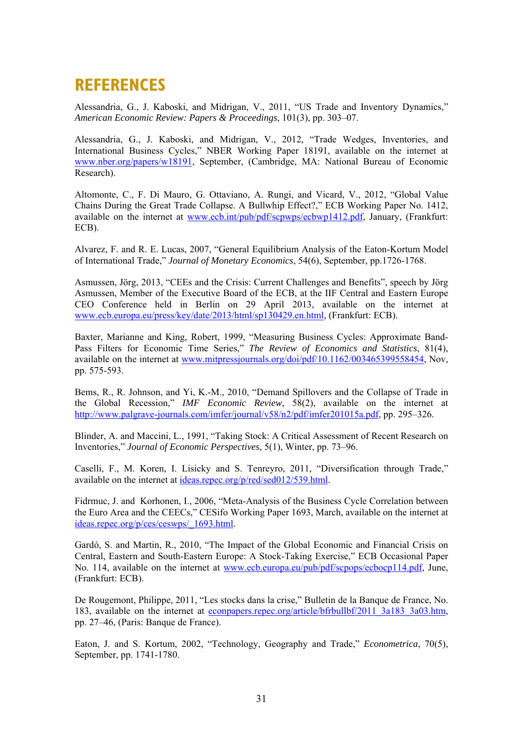# REFERENCES

Alessandria, G., J. Kaboski, and Midrigan, V., 2011, "US Trade and Inventory Dynamics," *American Economic Review: Papers & Proceedings*, 101(3), pp. 303–07.

Alessandria, G., J. Kaboski, and Midrigan, V., 2012, "Trade Wedges, Inventories, and International Business Cycles," NBER Working Paper 18191, available on the internet at www.nber.org/papers/w18191, September, (Cambridge, MA: National Bureau of Economic Research).

Altomonte, C., F. Di Mauro, G. Ottaviano, A. Rungi, and Vicard, V., 2012, "Global Value Chains During the Great Trade Collapse. A Bullwhip Effect?," ECB Working Paper No. 1412, available on the internet at www.ecb.int/pub/pdf/scpwps/ecbwp1412.pdf, January, (Frankfurt: ECB).

Alvarez, F. and R. E. Lucas, 2007, "General Equilibrium Analysis of the Eaton-Kortum Model of International Trade," *Journal of Monetary Economics*, 54(6), September, pp.1726-1768.

Asmussen, Jörg, 2013, "CEEs and the Crisis: Current Challenges and Benefits", speech by Jörg Asmussen, Member of the Executive Board of the ECB, at the IIF Central and Eastern Europe CEO Conference held in Berlin on 29 April 2013, available on the internet at www.ecb.europa.eu/press/key/date/2013/html/sp130429.en.html, (Frankfurt: ECB).

Baxter, Marianne and King, Robert, 1999, "Measuring Business Cycles: Approximate Band-Pass Filters for Economic Time Series," *The Review of Economics and Statistics*, 81(4), available on the internet at www.mitpressjournals.org/doi/pdf/10.1162/003465399558454, Nov, pp. 575-593.

Bems, R., R. Johnson, and Yi, K.-M., 2010, "Demand Spillovers and the Collapse of Trade in the Global Recession," *IMF Economic Review*, 58(2), available on the internet at http://www.palgrave-journals.com/imfer/journal/v58/n2/pdf/imfer201015a.pdf, pp. 295–326.

Blinder, A. and Maccini, L., 1991, "Taking Stock: A Critical Assessment of Recent Research on Inventories," *Journal of Economic Perspectives*, 5(1), Winter, pp. 73–96.

Caselli, F., M. Koren, I. Lisicky and S. Tenreyro, 2011, "Diversification through Trade," available on the internet at ideas.repec.org/p/red/sed012/539.html.

Fidrmuc, J. and Korhonen, I., 2006, "Meta-Analysis of the Business Cycle Correlation between the Euro Area and the CEECs," CESifo Working Paper 1693, March, available on the internet at ideas.repec.org/p/ces/ceswps/_1693.html.

Gardó, S. and Martin, R., 2010, "The Impact of the Global Economic and Financial Crisis on Central, Eastern and South-Eastern Europe: A Stock-Taking Exercise," ECB Occasional Paper No. 114, available on the internet at www.ecb.europa.eu/pub/pdf/scpops/ecbocp114.pdf, June, (Frankfurt: ECB).

De Rougemont, Philippe, 2011, "Les stocks dans la crise," Bulletin de la Banque de France, No. 183, available on the internet at econpapers.repec.org/article/bfrbullbf/2011_3a183_3a03.htm, pp. 27–46, (Paris: Banque de France).

Eaton, J. and S. Kortum, 2002, "Technology, Geography and Trade," *Econometrica*, 70(5), September, pp. 1741-1780.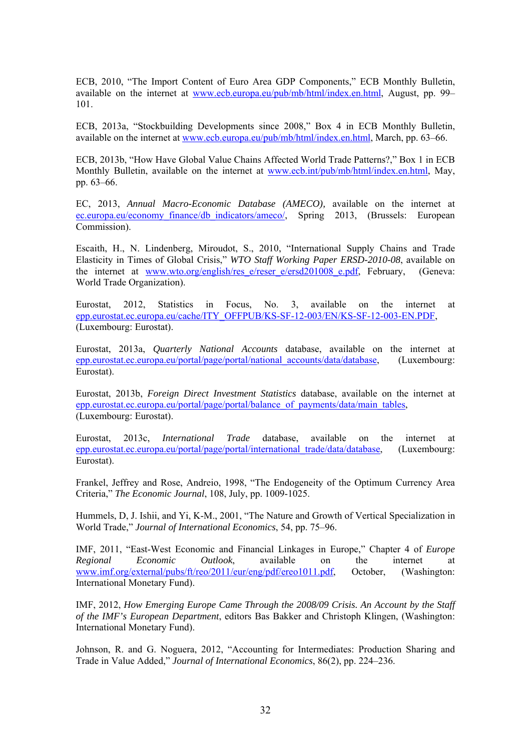ECB, 2010, "The Import Content of Euro Area GDP Components," ECB Monthly Bulletin, available on the internet at www.ecb.europa.eu/pub/mb/html/index.en.html, August, pp. 99–101.

ECB, 2013a, "Stockbuilding Developments since 2008," Box 4 in ECB Monthly Bulletin, available on the internet at www.ecb.europa.eu/pub/mb/html/index.en.html, March, pp. 63–66.

ECB, 2013b, "How Have Global Value Chains Affected World Trade Patterns?," Box 1 in ECB Monthly Bulletin, available on the internet at www.ecb.int/pub/mb/html/index.en.html, May, pp. 63–66.

EC, 2013, *Annual Macro-Economic Database (AMECO),* available on the internet at ec.europa.eu/economy_finance/db_indicators/ameco/, Spring 2013, (Brussels: European Commission).

Escaith, H., N. Lindenberg, Miroudot, S., 2010, "International Supply Chains and Trade Elasticity in Times of Global Crisis," *WTO Staff Working Paper ERSD-2010-08*, available on the internet at www.wto.org/english/res_e/reser_e/ersd201008_e.pdf, February, (Geneva: World Trade Organization).

Eurostat, 2012, Statistics in Focus, No. 3, available on the internet at epp.eurostat.ec.europa.eu/cache/ITY_OFFPUB/KS-SF-12-003/EN/KS-SF-12-003-EN.PDF, (Luxembourg: Eurostat).

Eurostat, 2013a, *Quarterly National Accounts* database, available on the internet at epp.eurostat.ec.europa.eu/portal/page/portal/national_accounts/data/database, (Luxembourg: Eurostat).

Eurostat, 2013b, *Foreign Direct Investment Statistics* database, available on the internet at epp.eurostat.ec.europa.eu/portal/page/portal/balance_of_payments/data/main_tables, (Luxembourg: Eurostat).

Eurostat, 2013c, *International Trade* database, available on the internet at epp.eurostat.ec.europa.eu/portal/page/portal/international_trade/data/database, (Luxembourg: Eurostat).

Frankel, Jeffrey and Rose, Andreio, 1998, "The Endogeneity of the Optimum Currency Area Criteria," *The Economic Journal*, 108, July, pp. 1009-1025.

Hummels, D, J. Ishii, and Yi, K-M., 2001, "The Nature and Growth of Vertical Specialization in World Trade," *Journal of International Economics*, 54, pp. 75–96.

IMF, 2011, "East-West Economic and Financial Linkages in Europe," Chapter 4 of *Europe Regional Economic Outlook*, available on the internet at www.imf.org/external/pubs/ft/reo/2011/eur/eng/pdf/ereo1011.pdf, October, (Washington: International Monetary Fund).

IMF, 2012, *How Emerging Europe Came Through the 2008/09 Crisis. An Account by the Staff of the IMF's European Department*, editors Bas Bakker and Christoph Klingen, (Washington: International Monetary Fund).

Johnson, R. and G. Noguera, 2012, "Accounting for Intermediates: Production Sharing and Trade in Value Added," *Journal of International Economics*, 86(2), pp. 224–236.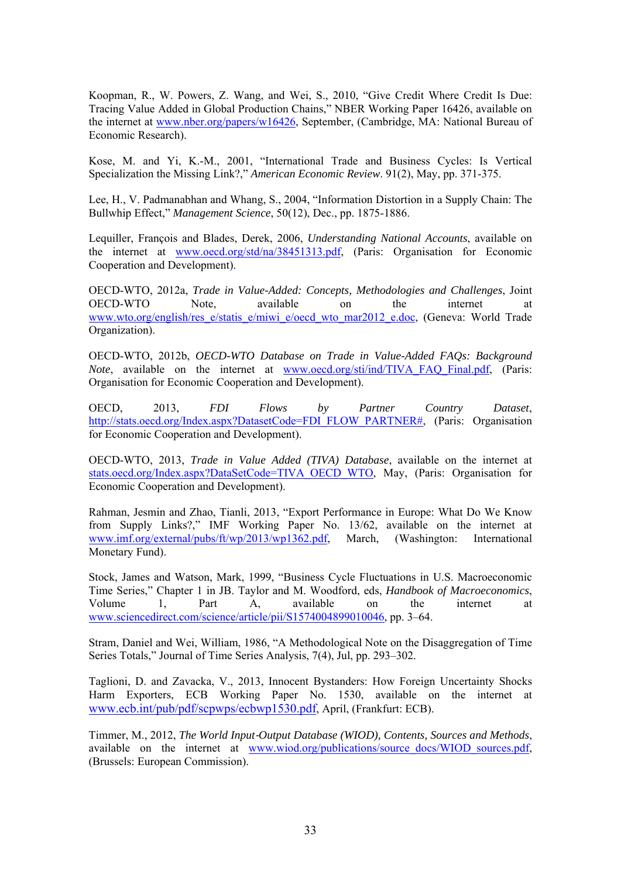Koopman, R., W. Powers, Z. Wang, and Wei, S., 2010, "Give Credit Where Credit Is Due: Tracing Value Added in Global Production Chains," NBER Working Paper 16426, available on the internet at www.nber.org/papers/w16426, September, (Cambridge, MA: National Bureau of Economic Research).

Kose, M. and Yi, K.-M., 2001, "International Trade and Business Cycles: Is Vertical Specialization the Missing Link?," *American Economic Review*. 91(2), May, pp. 371-375.

Lee, H., V. Padmanabhan and Whang, S., 2004, "Information Distortion in a Supply Chain: The Bullwhip Effect," *Management Science*, 50(12), Dec., pp. 1875-1886.

Lequiller, François and Blades, Derek, 2006, *Understanding National Accounts*, available on the internet at www.oecd.org/std/na/38451313.pdf, (Paris: Organisation for Economic Cooperation and Development).

OECD-WTO, 2012a, *Trade in Value-Added: Concepts, Methodologies and Challenges*, Joint OECD-WTO Note, available on the internet at www.wto.org/english/res_e/statis_e/miwi_e/oecd_wto_mar2012_e.doc, (Geneva: World Trade Organization).

OECD-WTO, 2012b, *OECD-WTO Database on Trade in Value-Added FAQs: Background Note*, available on the internet at www.oecd.org/sti/ind/TIVA_FAQ_Final.pdf, (Paris: Organisation for Economic Cooperation and Development).

OECD, 2013, *FDI Flows by Partner Country Dataset*, http://stats.oecd.org/Index.aspx?DatasetCode=FDI_FLOW_PARTNER#, (Paris: Organisation for Economic Cooperation and Development).

OECD-WTO, 2013, *Trade in Value Added (TIVA) Database*, available on the internet at stats.oecd.org/Index.aspx?DataSetCode=TIVA_OECD_WTO, May, (Paris: Organisation for Economic Cooperation and Development).

Rahman, Jesmin and Zhao, Tianli, 2013, "Export Performance in Europe: What Do We Know from Supply Links?," IMF Working Paper No. 13/62, available on the internet at www.imf.org/external/pubs/ft/wp/2013/wp1362.pdf, March, (Washington: International Monetary Fund).

Stock, James and Watson, Mark, 1999, "Business Cycle Fluctuations in U.S. Macroeconomic Time Series," Chapter 1 in JB. Taylor and M. Woodford, eds, *Handbook of Macroeconomics*, Volume 1, Part A, available on the internet at www.sciencedirect.com/science/article/pii/S1574004899010046, pp. 3–64.

Stram, Daniel and Wei, William, 1986, "A Methodological Note on the Disaggregation of Time Series Totals," Journal of Time Series Analysis, 7(4), Jul, pp. 293–302.

Taglioni, D. and Zavacka, V., 2013, Innocent Bystanders: How Foreign Uncertainty Shocks Harm Exporters, ECB Working Paper No. 1530, available on the internet at www.ecb.int/pub/pdf/scpwps/ecbwp1530.pdf, April, (Frankfurt: ECB).

Timmer, M., 2012, *The World Input-Output Database (WIOD), Contents, Sources and Methods*, available on the internet at www.wiod.org/publications/source_docs/WIOD_sources.pdf, (Brussels: European Commission).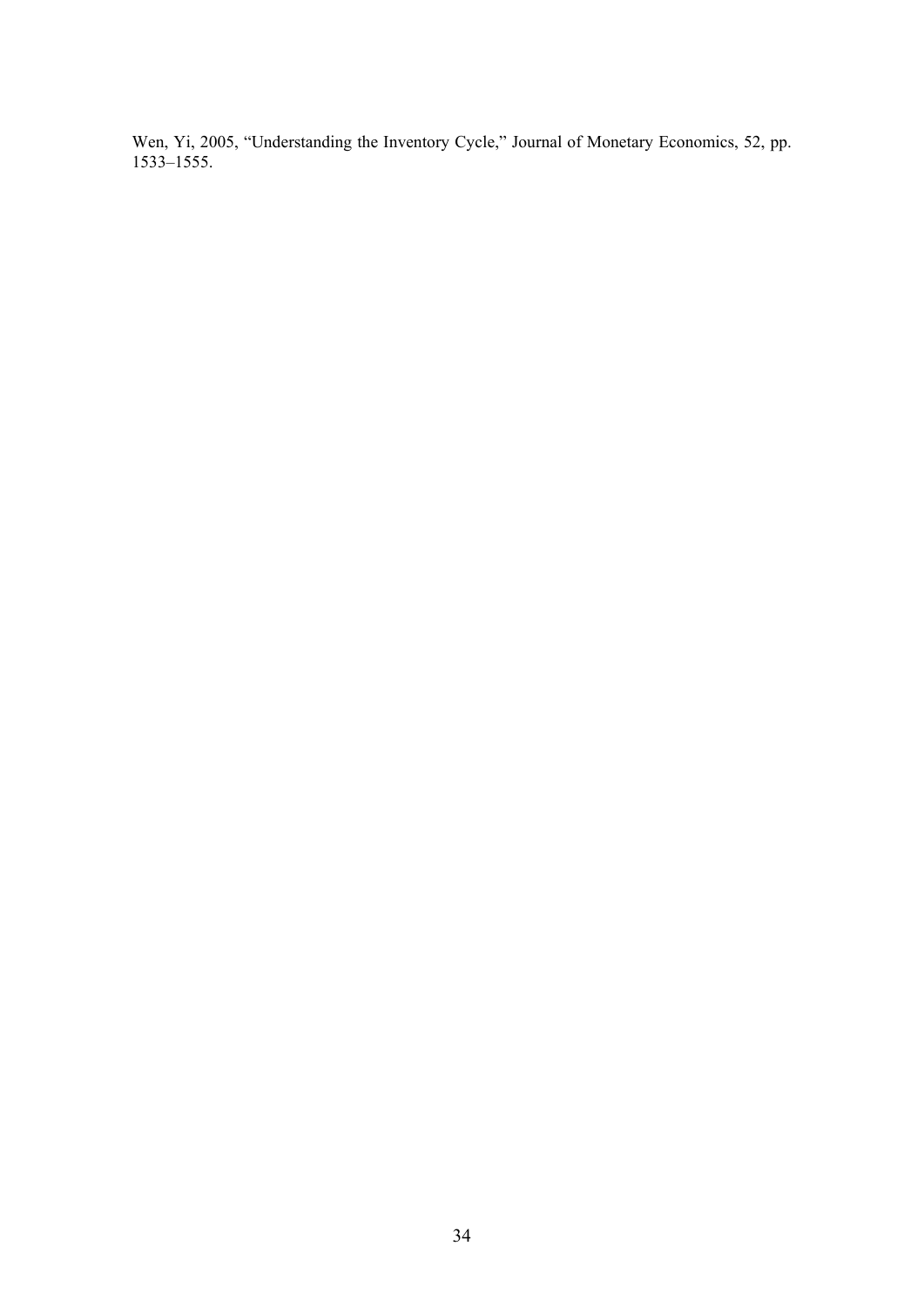Wen, Yi, 2005, "Understanding the Inventory Cycle," Journal of Monetary Economics, 52, pp. 1533–1555.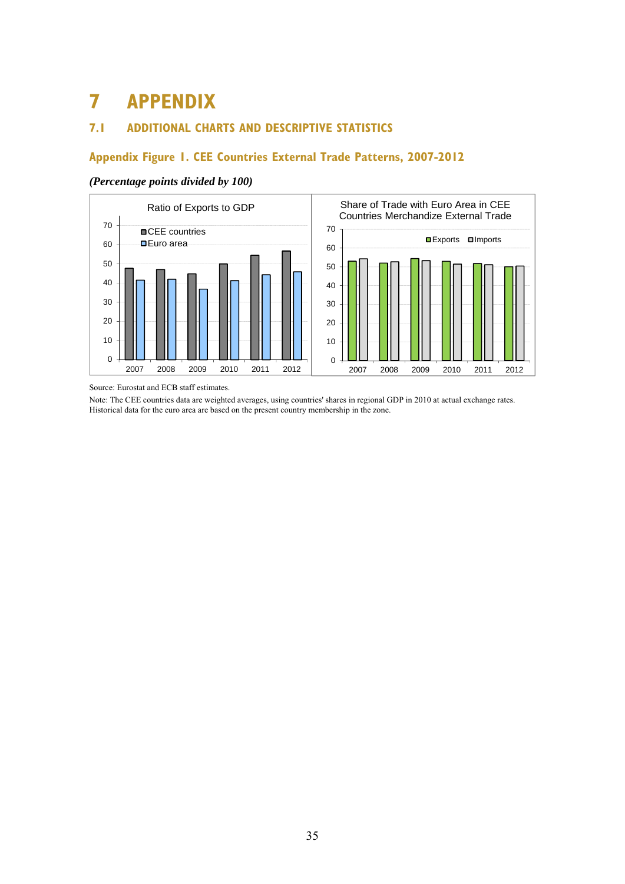# 7 APPENDIX

## 7.1 ADDITIONAL CHARTS AND DESCRIPTIVE STATISTICS

### Appendix Figure 1. CEE Countries External Trade Patterns, 2007-2012

*(Percentage points divided by 100)*

Ratio of Exports to GDP

Share of Trade with Euro Area in CEE Countries Merchandize External Trade

Source: Eurostat and ECB staff estimates.

Note: The CEE countries data are weighted averages, using countries' shares in regional GDP in 2010 at actual exchange rates. Historical data for the euro area are based on the present country membership in the zone.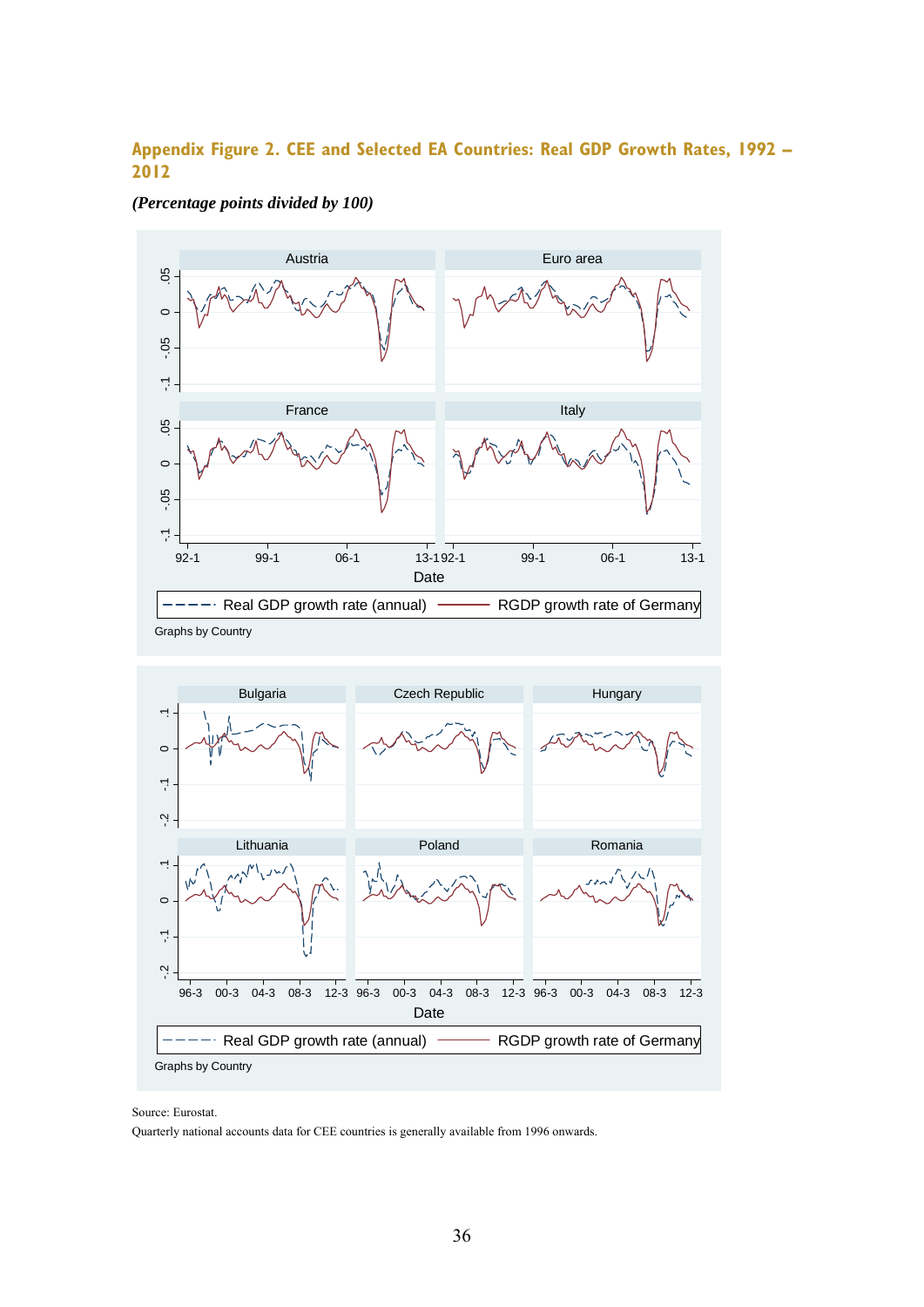## Appendix Figure 2. CEE and Selected EA Countries: Real GDP Growth Rates, 1992 – 2012

*(Percentage points divided by 100)*

Source: Eurostat.

Quarterly national accounts data for CEE countries is generally available from 1996 onwards.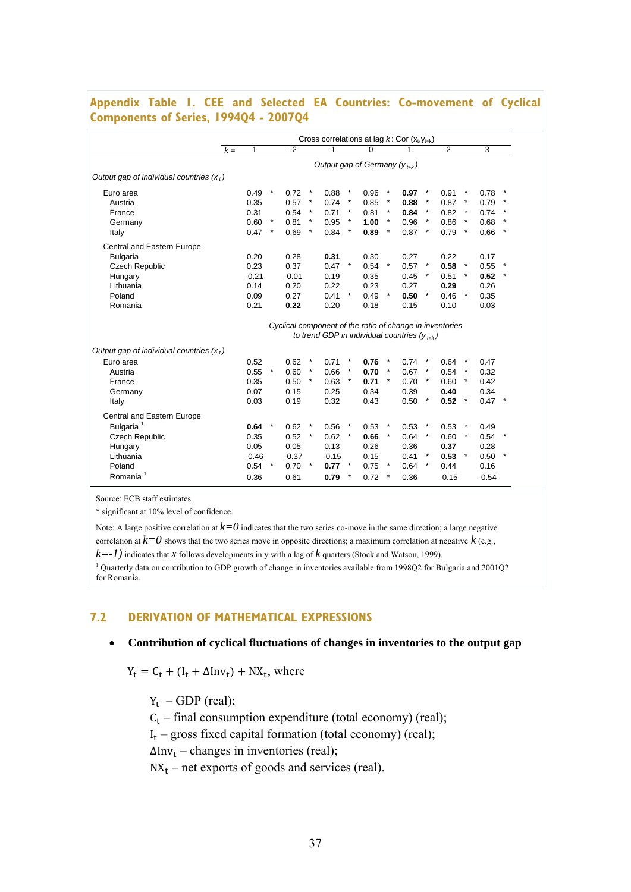## Appendix Table 1. CEE and Selected EA Countries: Co-movement of Cyclical Components of Series, 1994Q4 - 2007Q4

| | Cross correlations at lag *k*: Cor ($x_t$,$y_{t+k}$) | | | | | | |
|---|---|---|---|---|---|---|---|
| *k* = | 1 | -2 | -1 | 0 | 1 | 2 | 3 |
| | *Output gap of Germany ($y_{t+k}$)* | | | | | | |
| *Output gap of individual countries ($x_t$)* | | | | | | | |
| Euro area | 0.49 * | 0.72 * | 0.88 * | 0.96 * | **0.97** * | 0.91 * | 0.78 * |
| Austria | 0.35 | 0.57 * | 0.74 * | 0.85 * | **0.88** * | 0.87 * | 0.79 * |
| France | 0.31 | 0.54 * | 0.71 * | 0.81 * | **0.84** * | 0.82 * | 0.74 * |
| Germany | 0.60 * | 0.81 * | 0.95 * | **1.00** * | 0.96 * | 0.86 * | 0.68 * |
| Italy | 0.47 * | 0.69 * | 0.84 * | **0.89** * | 0.87 * | 0.79 * | 0.66 * |
| Central and Eastern Europe | | | | | | | |
| Bulgaria | 0.20 | 0.28 | **0.31** | 0.30 | 0.27 | 0.22 | 0.17 |
| Czech Republic | 0.23 | 0.37 | 0.47 * | 0.54 * | 0.57 * | **0.58** * | 0.55 * |
| Hungary | -0.21 | -0.01 | 0.19 | 0.35 | 0.45 * | 0.51 * | **0.52** * |
| Lithuania | 0.14 | 0.20 | 0.22 | 0.23 | 0.27 | **0.29** | 0.26 |
| Poland | 0.09 | 0.27 | 0.41 * | 0.49 * | **0.50** * | 0.46 * | 0.35 |
| Romania | 0.21 | **0.22** | 0.20 | 0.18 | 0.15 | 0.10 | 0.03 |
| | *Cyclical component of the ratio of change in inventories to trend GDP in individual countries ($y_{t+k}$)* | | | | | | |
| *Output gap of individual countries ($x_t$)* | | | | | | | |
| Euro area | 0.52 | 0.62 * | 0.71 * | **0.76** * | 0.74 * | 0.64 * | 0.47 |
| Austria | 0.55 * | 0.60 * | 0.66 * | **0.70** * | 0.67 * | 0.54 * | 0.32 |
| France | 0.35 | 0.50 * | 0.63 * | **0.71** * | 0.70 * | 0.60 * | 0.42 |
| Germany | 0.07 | 0.15 | 0.25 | 0.34 | 0.39 | **0.40** | 0.34 |
| Italy | 0.03 | 0.19 | 0.32 | 0.43 | 0.50 * | **0.52** * | 0.47 * |
| Central and Eastern Europe | | | | | | | |
| Bulgaria [1] | **0.64** * | 0.62 * | 0.56 * | 0.53 * | 0.53 * | 0.53 * | 0.49 |
| Czech Republic | 0.35 | 0.52 * | 0.62 * | **0.66** * | 0.64 * | 0.60 * | 0.54 * |
| Hungary | 0.05 | 0.05 | 0.13 | 0.26 | 0.36 | **0.37** | 0.28 |
| Lithuania | -0.46 | -0.37 | -0.15 | 0.15 | 0.41 * | **0.53** * | 0.50 * |
| Poland | 0.54 * | 0.70 * | **0.77** * | 0.75 * | 0.64 * | 0.44 | 0.16 |
| Romania [1] | 0.36 | 0.61 | **0.79** * | 0.72 * | 0.36 | -0.15 | -0.54 |

Source: ECB staff estimates.

\* significant at 10% level of confidence.

Note: A large positive correlation at $k=0$ indicates that the two series co-move in the same direction; a large negative correlation at $k=0$ shows that the two series move in opposite directions; a maximum correlation at negative $k$ (e.g., $k=-1$) indicates that $x$ follows developments in y with a lag of $k$ quarters (Stock and Watson, 1999).

[1] Quarterly data on contribution to GDP growth of change in inventories available from 1998Q2 for Bulgaria and 2001Q2 for Romania.

## 7.2 DERIVATION OF MATHEMATICAL EXPRESSIONS

- **Contribution of cyclical fluctuations of changes in inventories to the output gap**

$Y_t = C_t + (I_t + \Delta Inv_t) + NX_t$, where

$Y_t$ – GDP (real);
$C_t$ – final consumption expenditure (total economy) (real);
$I_t$ – gross fixed capital formation (total economy) (real);
$\Delta Inv_t$ – changes in inventories (real);
$NX_t$ – net exports of goods and services (real).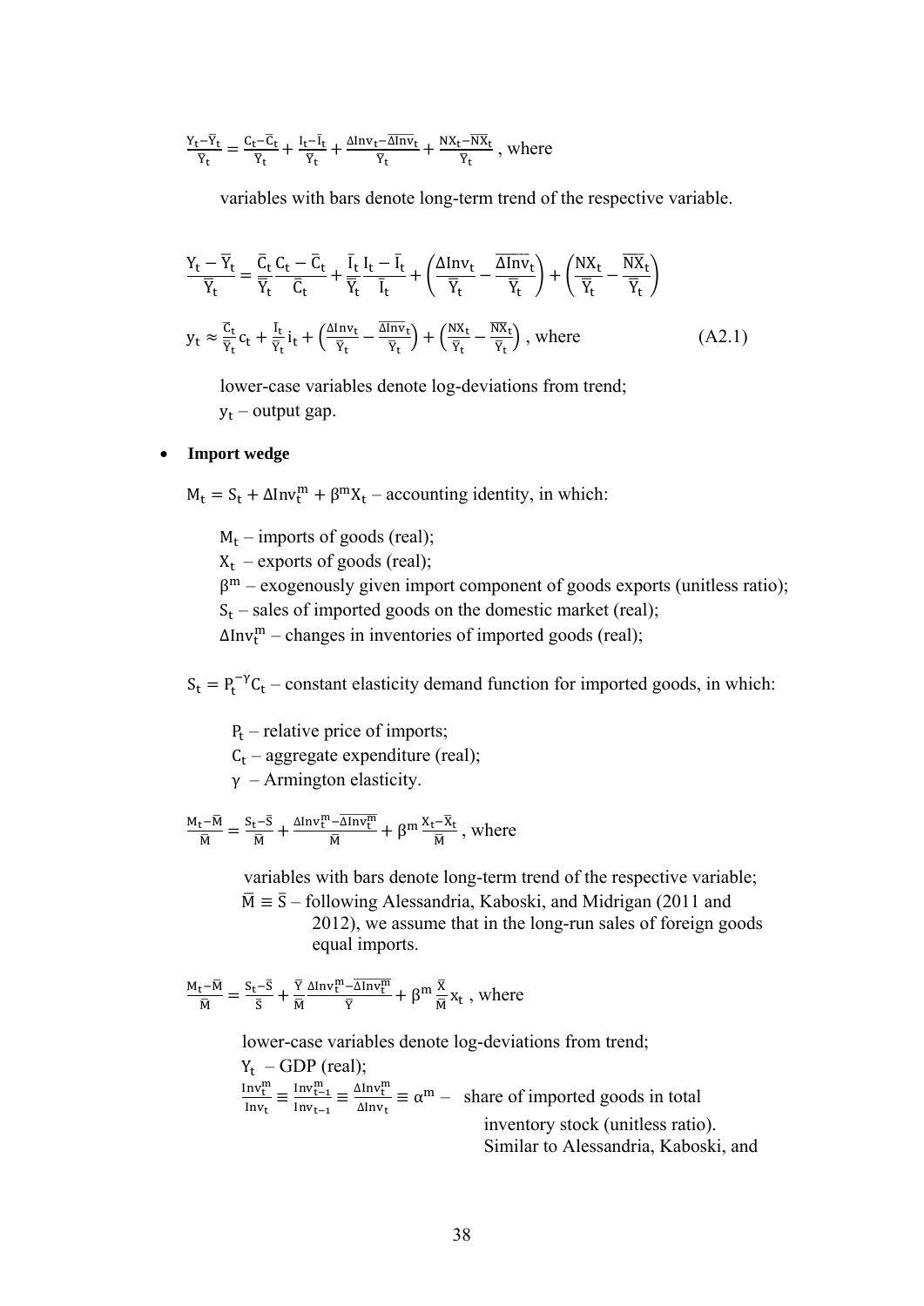$\frac{Y_t-\bar{Y}_t}{\bar{Y}_t} = \frac{C_t-\bar{C}_t}{\bar{Y}_t} + \frac{I_t-\bar{I}_t}{\bar{Y}_t} + \frac{\Delta Inv_t-\overline{\Delta Inv}_t}{\bar{Y}_t} + \frac{NX_t-\overline{NX}_t}{\bar{Y}_t}$ , where

variables with bars denote long-term trend of the respective variable.

$$\frac{Y_t-\bar{Y}_t}{\bar{Y}_t} = \frac{\bar{C}_t}{\bar{Y}_t}\frac{C_t-\bar{C}_t}{\bar{C}_t} + \frac{\bar{I}_t}{\bar{Y}_t}\frac{I_t-\bar{I}_t}{\bar{I}_t} + \left(\frac{\Delta Inv_t}{\bar{Y}_t} - \frac{\overline{\Delta Inv}_t}{\bar{Y}_t}\right) + \left(\frac{NX_t}{\bar{Y}_t} - \frac{\overline{NX}_t}{\bar{Y}_t}\right)$$

$$y_t \approx \frac{\bar{C}_t}{\bar{Y}_t}c_t + \frac{\bar{I}_t}{\bar{Y}_t}i_t + \left(\frac{\Delta Inv_t}{\bar{Y}_t} - \frac{\overline{\Delta Inv}_t}{\bar{Y}_t}\right) + \left(\frac{NX_t}{\bar{Y}_t} - \frac{\overline{NX}_t}{\bar{Y}_t}\right) \text{, where} \qquad \text{(A2.1)}$$

lower-case variables denote log-deviations from trend;
$y_t$ – output gap.

- **Import wedge**

$M_t = S_t + \Delta Inv_t^m + \beta^m X_t$ – accounting identity, in which:

$M_t$ – imports of goods (real);
$X_t$ – exports of goods (real);
$\beta^m$ – exogenously given import component of goods exports (unitless ratio);
$S_t$ – sales of imported goods on the domestic market (real);
$\Delta Inv_t^m$ – changes in inventories of imported goods (real);

$S_t = P_t^{-\gamma} C_t$ – constant elasticity demand function for imported goods, in which:

$P_t$ – relative price of imports;
$C_t$ – aggregate expenditure (real);
$\gamma$ – Armington elasticity.

$\frac{M_t-\bar{M}}{\bar{M}} = \frac{S_t-\bar{S}}{\bar{M}} + \frac{\Delta Inv_t^m-\overline{\Delta Inv_t^m}}{\bar{M}} + \beta^m \frac{X_t-\bar{X}_t}{\bar{M}}$ , where

variables with bars denote long-term trend of the respective variable;
$\bar{M} \equiv \bar{S}$ – following Alessandria, Kaboski, and Midrigan (2011 and 2012), we assume that in the long-run sales of foreign goods equal imports.

$\frac{M_t-\bar{M}}{\bar{M}} = \frac{S_t-\bar{S}}{\bar{S}} + \frac{\bar{Y}}{\bar{M}}\frac{\Delta Inv_t^m-\overline{\Delta Inv_t^m}}{\bar{Y}} + \beta^m \frac{\bar{X}}{\bar{M}} x_t$ , where

lower-case variables denote log-deviations from trend;
$Y_t$ – GDP (real);
$\frac{Inv_t^m}{Inv_t} \equiv \frac{Inv_{t-1}^m}{Inv_{t-1}} \equiv \frac{\Delta Inv_t^m}{\Delta Inv_t} \equiv \alpha^m$ – share of imported goods in total inventory stock (unitless ratio). Similar to Alessandria, Kaboski, and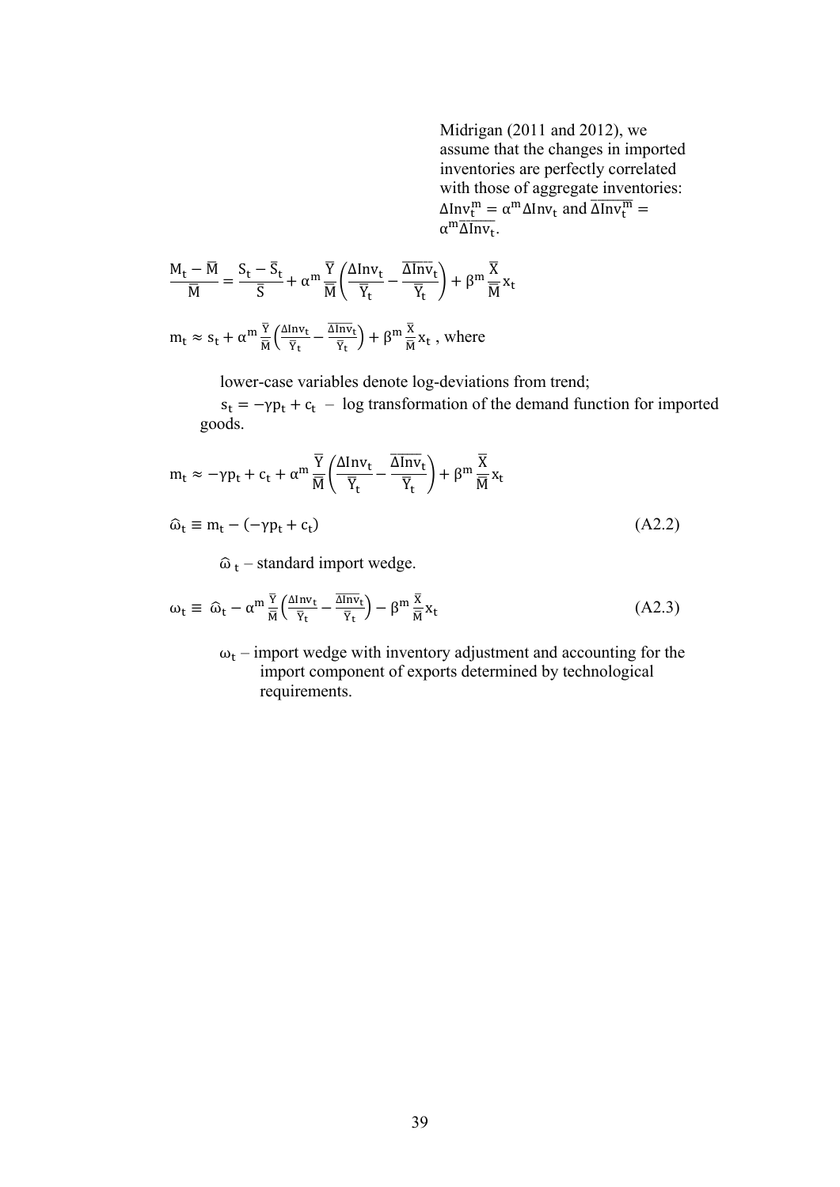Midrigan (2011 and 2012), we assume that the changes in imported inventories are perfectly correlated with those of aggregate inventories: $\Delta \mathrm{Inv}_t^m = \alpha^m \Delta \mathrm{Inv}_t$ and $\overline{\Delta \mathrm{Inv}_t^m} = \alpha^m \overline{\Delta \mathrm{Inv}_t}$.

$$\frac{M_t - \overline{M}}{\overline{M}} = \frac{S_t - \overline{S}_t}{\overline{S}} + \alpha^m \frac{\overline{Y}}{\overline{M}} \left( \frac{\Delta \mathrm{Inv}_t}{\overline{Y}_t} - \frac{\overline{\Delta \mathrm{Inv}_t}}{\overline{Y}_t} \right) + \beta^m \frac{\overline{X}}{\overline{M}} x_t$$

$$m_t \approx s_t + \alpha^m \frac{\overline{Y}}{\overline{M}} \left( \frac{\Delta \mathrm{Inv}_t}{\overline{Y}_t} - \frac{\overline{\Delta \mathrm{Inv}_t}}{\overline{Y}_t} \right) + \beta^m \frac{\overline{X}}{\overline{M}} x_t \text{ , where}$$

lower-case variables denote log-deviations from trend;

$s_t = -\gamma p_t + c_t$ – log transformation of the demand function for imported goods.

$$m_t \approx -\gamma p_t + c_t + \alpha^m \frac{\overline{Y}}{\overline{M}} \left( \frac{\Delta \mathrm{Inv}_t}{\overline{Y}_t} - \frac{\overline{\Delta \mathrm{Inv}_t}}{\overline{Y}_t} \right) + \beta^m \frac{\overline{X}}{\overline{M}} x_t$$

$$\widehat{\omega}_t \equiv m_t - (-\gamma p_t + c_t) \tag{A2.2}$$

$\widehat{\omega}_t$ – standard import wedge.

$$\omega_t \equiv \widehat{\omega}_t - \alpha^m \frac{\overline{Y}}{\overline{M}} \left( \frac{\Delta \mathrm{Inv}_t}{\overline{Y}_t} - \frac{\overline{\Delta \mathrm{Inv}_t}}{\overline{Y}_t} \right) - \beta^m \frac{\overline{X}}{\overline{M}} x_t \tag{A2.3}$$

$\omega_t$ – import wedge with inventory adjustment and accounting for the import component of exports determined by technological requirements.